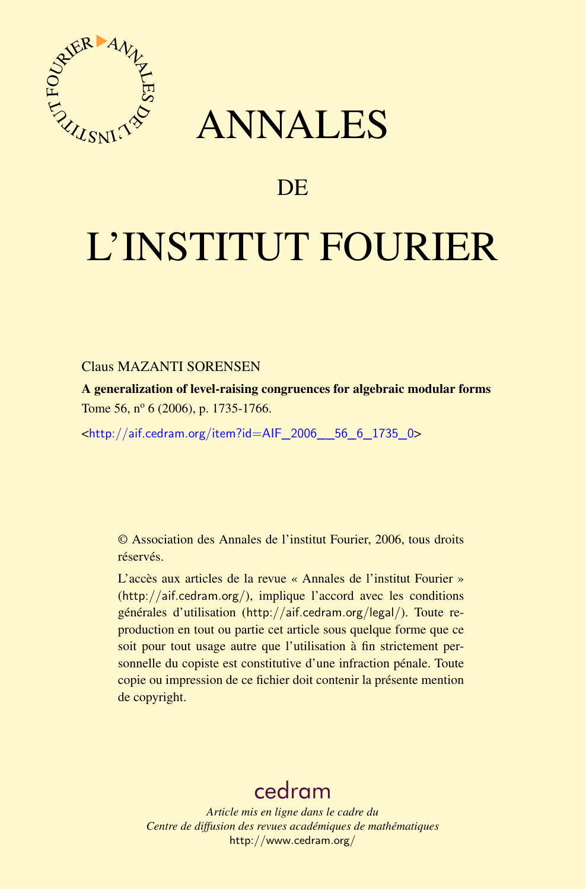# ANNALES

## DE

# L'INSTITUT FOURIER

Claus MAZANTI SORENSEN

**A generalization of level-raising congruences for algebraic modular forms**

Tome 56, nº 6 (2006), p. 1735-1766.

<http://aif.cedram.org/item?id=AIF_2006__56_6_1735_0>

© Association des Annales de l'institut Fourier, 2006, tous droits réservés.

L'accès aux articles de la revue « Annales de l'institut Fourier » (http://aif.cedram.org/), implique l'accord avec les conditions générales d'utilisation (http://aif.cedram.org/legal/). Toute reproduction en tout ou partie cet article sous quelque forme que ce soit pour tout usage autre que l'utilisation à fin strictement personnelle du copiste est constitutive d'une infraction pénale. Toute copie ou impression de ce fichier doit contenir la présente mention de copyright.

cedram

*Article mis en ligne dans le cadre du*
*Centre de diffusion des revues académiques de mathématiques*
http://www.cedram.org/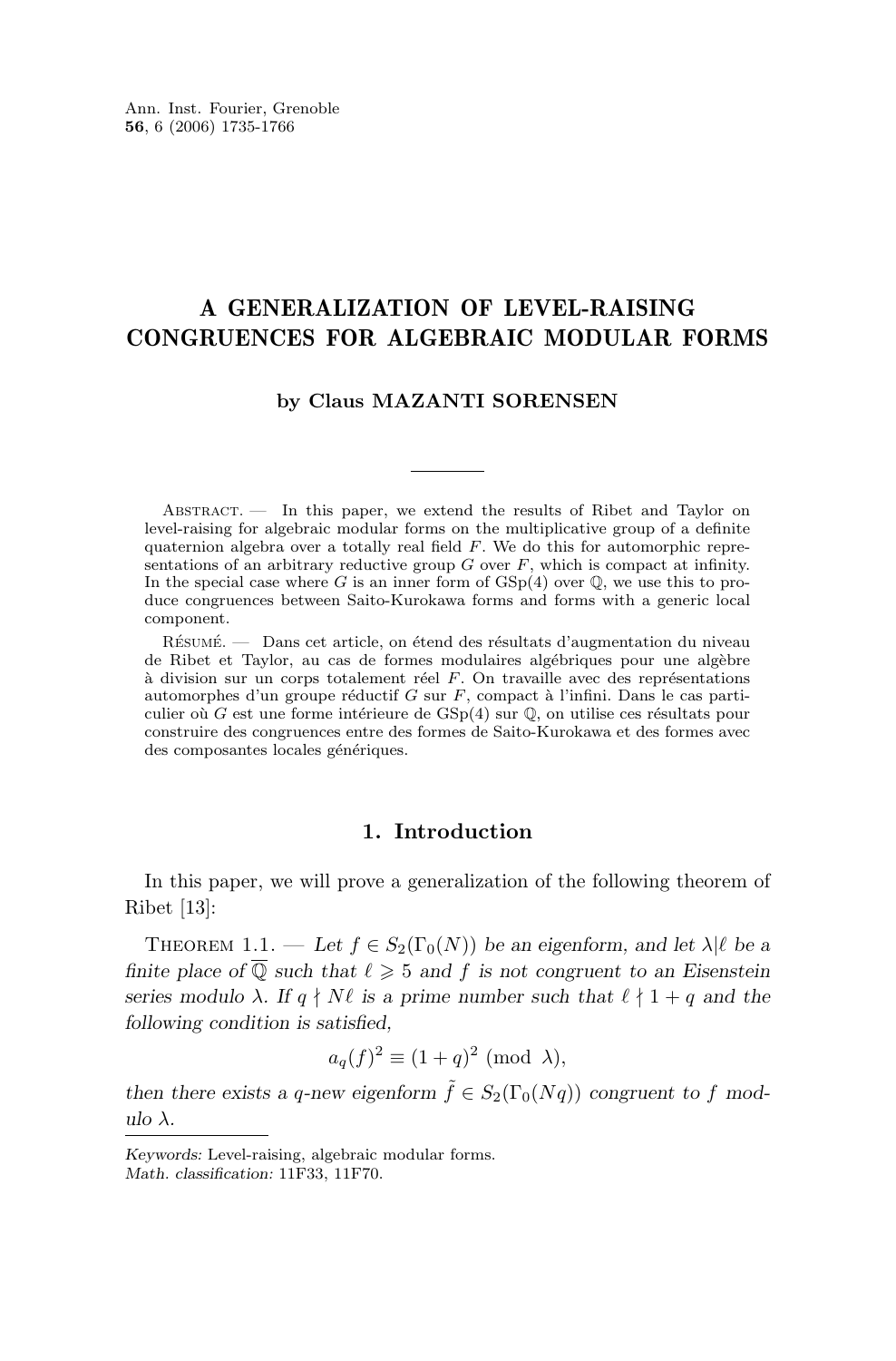# A GENERALIZATION OF LEVEL-RAISING CONGRUENCES FOR ALGEBRAIC MODULAR FORMS

**by Claus MAZANTI SORENSEN**

Abstract. — In this paper, we extend the results of Ribet and Taylor on level-raising for algebraic modular forms on the multiplicative group of a definite quaternion algebra over a totally real field $F$. We do this for automorphic representations of an arbitrary reductive group $G$ over $F$, which is compact at infinity. In the special case where $G$ is an inner form of $\mathrm{GSp}(4)$ over $\mathbb{Q}$, we use this to produce congruences between Saito-Kurokawa forms and forms with a generic local component.

Résumé. — Dans cet article, on étend des résultats d'augmentation du niveau de Ribet et Taylor, au cas de formes modulaires algébriques pour une algèbre à division sur un corps totalement réel $F$. On travaille avec des représentations automorphes d'un groupe réductif $G$ sur $F$, compact à l'infini. Dans le cas particulier où $G$ est une forme intérieure de $\mathrm{GSp}(4)$ sur $\mathbb{Q}$, on utilise ces résultats pour construire des congruences entre des formes de Saito-Kurokawa et des formes avec des composantes locales génériques.

## 1. Introduction

In this paper, we will prove a generalization of the following theorem of Ribet [13]:

Theorem 1.1. — *Let $f \in S_2(\Gamma_0(N))$ be an eigenform, and let $\lambda | \ell$ be a finite place of $\overline{\mathbb{Q}}$ such that $\ell \geqslant 5$ and $f$ is not congruent to an Eisenstein series modulo $\lambda$. If $q \nmid N\ell$ is a prime number such that $\ell \nmid 1+q$ and the following condition is satisfied,*

$$a_q(f)^2 \equiv (1+q)^2 \pmod{\lambda},$$

*then there exists a $q$-new eigenform $\tilde{f} \in S_2(\Gamma_0(Nq))$ congruent to $f$ modulo $\lambda$.*

*Keywords:* Level-raising, algebraic modular forms.
*Math. classification:* 11F33, 11F70.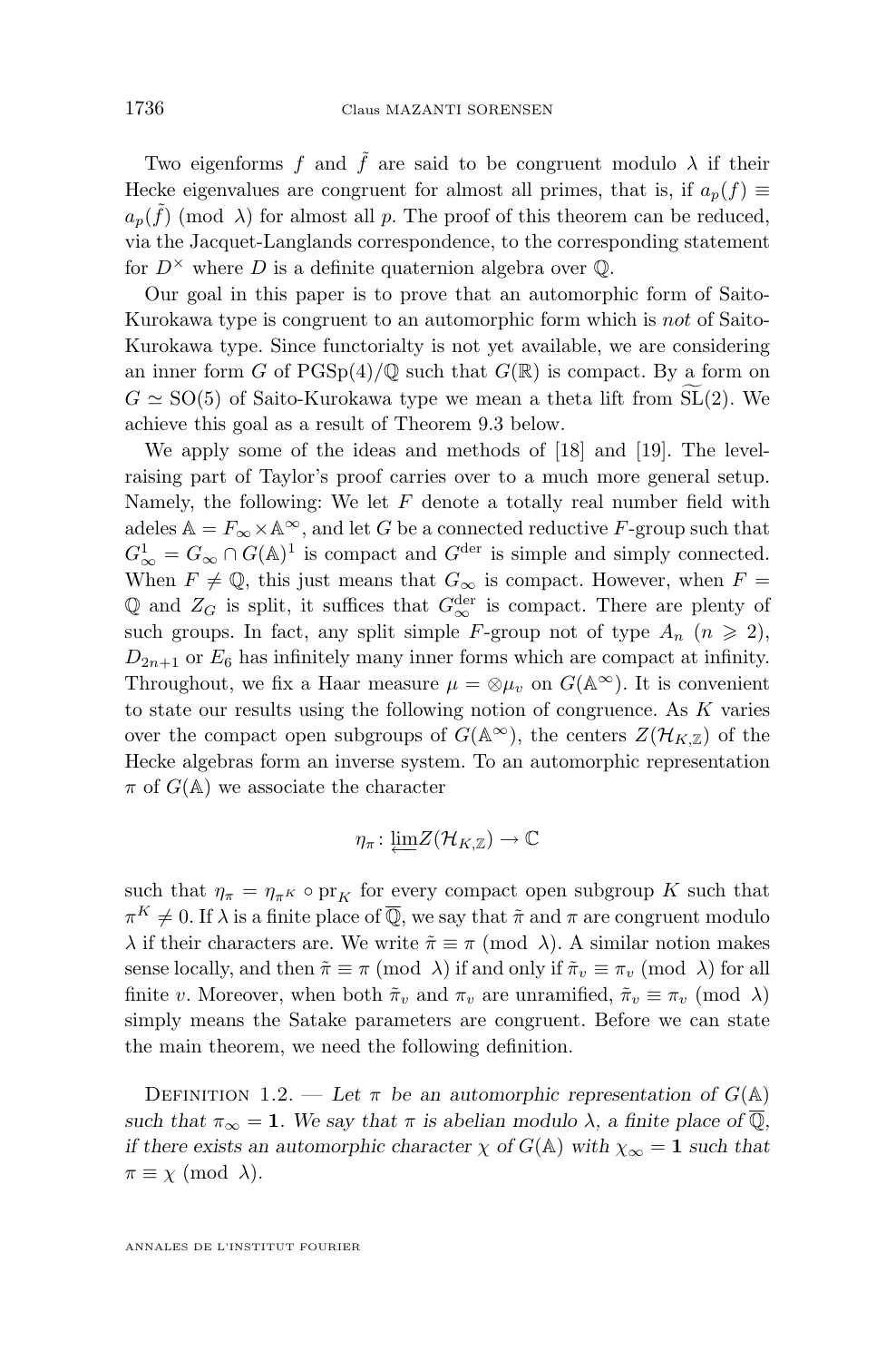Two eigenforms $f$ and $\tilde{f}$ are said to be congruent modulo $\lambda$ if their Hecke eigenvalues are congruent for almost all primes, that is, if $a_p(f) \equiv a_p(\tilde{f}) \pmod{\lambda}$ for almost all $p$. The proof of this theorem can be reduced, via the Jacquet-Langlands correspondence, to the corresponding statement for $D^\times$ where $D$ is a definite quaternion algebra over $\mathbb{Q}$.

Our goal in this paper is to prove that an automorphic form of Saito-Kurokawa type is congruent to an automorphic form which is *not* of Saito-Kurokawa type. Since functorialty is not yet available, we are considering an inner form $G$ of $\mathrm{PGSp}(4)/\mathbb{Q}$ such that $G(\mathbb{R})$ is compact. By a form on $G \simeq \mathrm{SO}(5)$ of Saito-Kurokawa type we mean a theta lift from $\widetilde{\mathrm{SL}}(2)$. We achieve this goal as a result of Theorem 9.3 below.

We apply some of the ideas and methods of [18] and [19]. The level-raising part of Taylor's proof carries over to a much more general setup. Namely, the following: We let $F$ denote a totally real number field with adeles $\mathbb{A} = F_\infty \times \mathbb{A}^\infty$, and let $G$ be a connected reductive $F$-group such that $G^1_\infty = G_\infty \cap G(\mathbb{A})^1$ is compact and $G^{\mathrm{der}}$ is simple and simply connected. When $F \neq \mathbb{Q}$, this just means that $G_\infty$ is compact. However, when $F = \mathbb{Q}$ and $Z_G$ is split, it suffices that $G^{\mathrm{der}}_\infty$ is compact. There are plenty of such groups. In fact, any split simple $F$-group not of type $A_n$ ($n \geqslant 2$), $D_{2n+1}$ or $E_6$ has infinitely many inner forms which are compact at infinity. Throughout, we fix a Haar measure $\mu = \otimes \mu_v$ on $G(\mathbb{A}^\infty)$. It is convenient to state our results using the following notion of congruence. As $K$ varies over the compact open subgroups of $G(\mathbb{A}^\infty)$, the centers $Z(\mathcal{H}_{K,\mathbb{Z}})$ of the Hecke algebras form an inverse system. To an automorphic representation $\pi$ of $G(\mathbb{A})$ we associate the character

$$\eta_\pi \colon \varprojlim Z(\mathcal{H}_{K,\mathbb{Z}}) \to \mathbb{C}$$

such that $\eta_\pi = \eta_{\pi^K} \circ \mathrm{pr}_K$ for every compact open subgroup $K$ such that $\pi^K \neq 0$. If $\lambda$ is a finite place of $\overline{\mathbb{Q}}$, we say that $\tilde{\pi}$ and $\pi$ are congruent modulo $\lambda$ if their characters are. We write $\tilde{\pi} \equiv \pi \pmod{\lambda}$. A similar notion makes sense locally, and then $\tilde{\pi} \equiv \pi \pmod{\lambda}$ if and only if $\tilde{\pi}_v \equiv \pi_v \pmod{\lambda}$ for all finite $v$. Moreover, when both $\tilde{\pi}_v$ and $\pi_v$ are unramified, $\tilde{\pi}_v \equiv \pi_v \pmod{\lambda}$ simply means the Satake parameters are congruent. Before we can state the main theorem, we need the following definition.

Definition 1.2. — *Let $\pi$ be an automorphic representation of $G(\mathbb{A})$ such that $\pi_\infty = \mathbf{1}$. We say that $\pi$ is abelian modulo $\lambda$, a finite place of $\overline{\mathbb{Q}}$, if there exists an automorphic character $\chi$ of $G(\mathbb{A})$ with $\chi_\infty = \mathbf{1}$ such that $\pi \equiv \chi \pmod{\lambda}$.*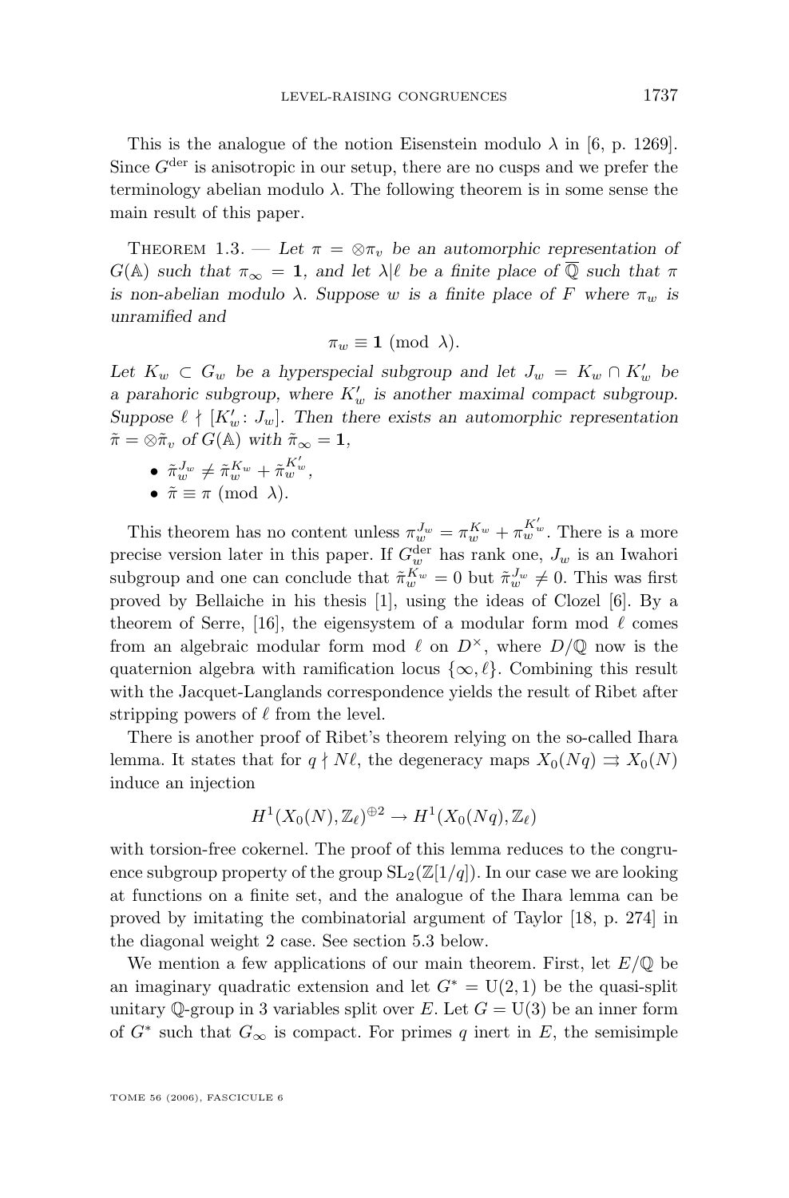This is the analogue of the notion Eisenstein modulo $\lambda$ in [6, p. 1269]. Since $G^{\mathrm{der}}$ is anisotropic in our setup, there are no cusps and we prefer the terminology abelian modulo $\lambda$. The following theorem is in some sense the main result of this paper.

Theorem 1.3. — *Let $\pi = \otimes\pi_v$ be an automorphic representation of $G(\mathbb{A})$ such that $\pi_\infty = \mathbf{1}$, and let $\lambda|\ell$ be a finite place of $\overline{\mathbb{Q}}$ such that $\pi$ is non-abelian modulo $\lambda$. Suppose $w$ is a finite place of $F$ where $\pi_w$ is unramified and*

$$\pi_w \equiv \mathbf{1} \pmod{\lambda}.$$

*Let $K_w \subset G_w$ be a hyperspecial subgroup and let $J_w = K_w \cap K'_w$ be a parahoric subgroup, where $K'_w$ is another maximal compact subgroup. Suppose $\ell \nmid [K'_w : J_w]$. Then there exists an automorphic representation $\tilde{\pi} = \otimes\tilde{\pi}_v$ of $G(\mathbb{A})$ with $\tilde{\pi}_\infty = \mathbf{1}$,*

- $\tilde{\pi}_w^{J_w} \neq \tilde{\pi}_w^{K_w} + \tilde{\pi}_w^{K'_w}$,
- $\tilde{\pi} \equiv \pi \pmod{\lambda}$.

This theorem has no content unless $\pi_w^{J_w} = \pi_w^{K_w} + \pi_w^{K'_w}$. There is a more precise version later in this paper. If $G_w^{\mathrm{der}}$ has rank one, $J_w$ is an Iwahori subgroup and one can conclude that $\tilde{\pi}_w^{K_w} = 0$ but $\tilde{\pi}_w^{J_w} \neq 0$. This was first proved by Bellaiche in his thesis [1], using the ideas of Clozel [6]. By a theorem of Serre, [16], the eigensystem of a modular form mod $\ell$ comes from an algebraic modular form mod $\ell$ on $D^\times$, where $D/\mathbb{Q}$ now is the quaternion algebra with ramification locus $\{\infty, \ell\}$. Combining this result with the Jacquet-Langlands correspondence yields the result of Ribet after stripping powers of $\ell$ from the level.

There is another proof of Ribet's theorem relying on the so-called Ihara lemma. It states that for $q \nmid N\ell$, the degeneracy maps $X_0(Nq) \rightrightarrows X_0(N)$ induce an injection

$$H^1(X_0(N), \mathbb{Z}_\ell)^{\oplus 2} \to H^1(X_0(Nq), \mathbb{Z}_\ell)$$

with torsion-free cokernel. The proof of this lemma reduces to the congruence subgroup property of the group $\mathrm{SL}_2(\mathbb{Z}[1/q])$. In our case we are looking at functions on a finite set, and the analogue of the Ihara lemma can be proved by imitating the combinatorial argument of Taylor [18, p. 274] in the diagonal weight 2 case. See section 5.3 below.

We mention a few applications of our main theorem. First, let $E/\mathbb{Q}$ be an imaginary quadratic extension and let $G^* = \mathrm{U}(2,1)$ be the quasi-split unitary $\mathbb{Q}$-group in 3 variables split over $E$. Let $G = \mathrm{U}(3)$ be an inner form of $G^*$ such that $G_\infty$ is compact. For primes $q$ inert in $E$, the semisimple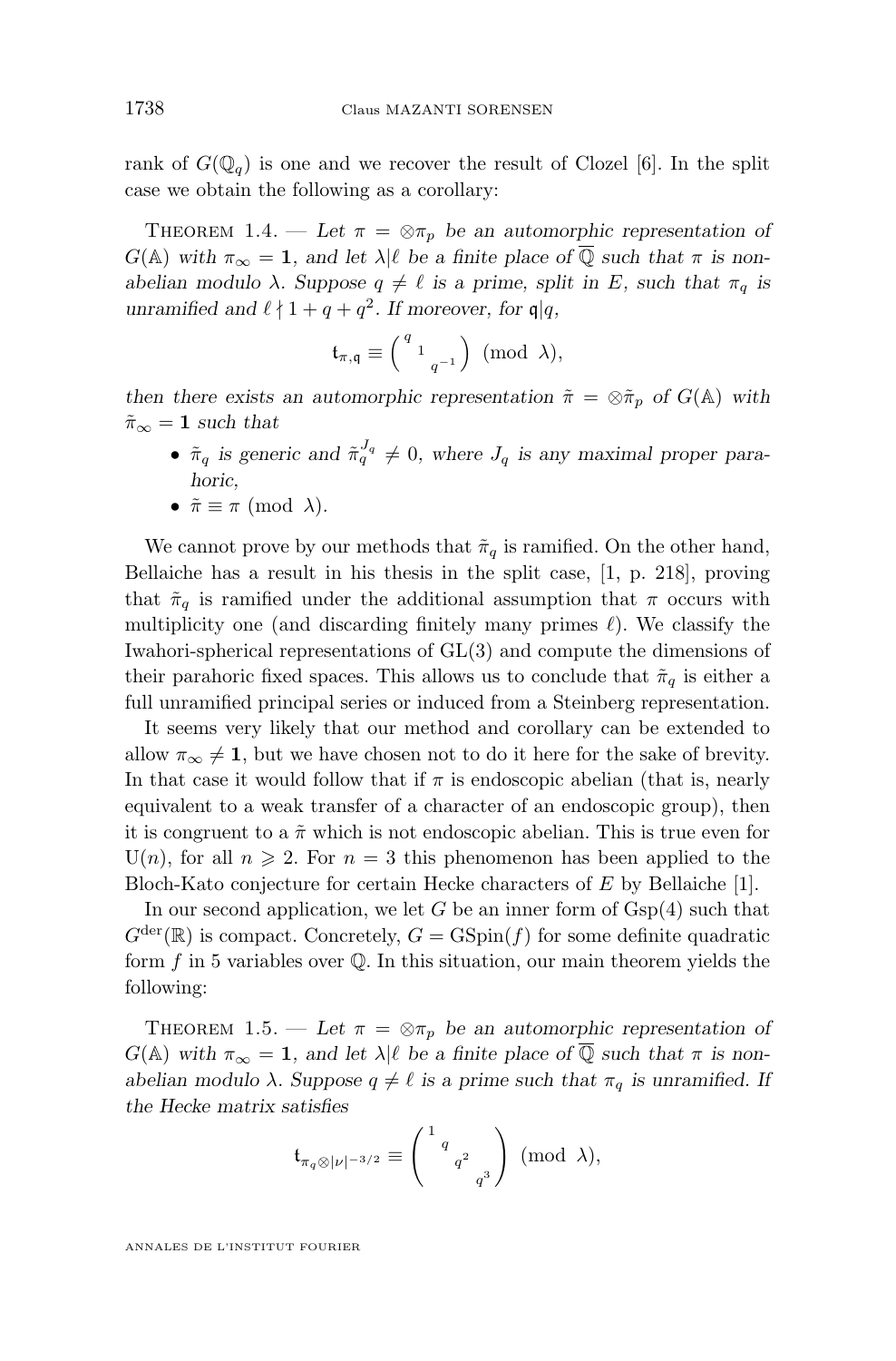rank of $G(\mathbb{Q}_q)$ is one and we recover the result of Clozel [6]. In the split case we obtain the following as a corollary:

THEOREM 1.4. — *Let $\pi = \otimes \pi_p$ be an automorphic representation of $G(\mathbb{A})$ with $\pi_\infty = \mathbf{1}$, and let $\lambda | \ell$ be a finite place of $\overline{\mathbb{Q}}$ such that $\pi$ is non-abelian modulo $\lambda$. Suppose $q \neq \ell$ is a prime, split in $E$, such that $\pi_q$ is unramified and $\ell \nmid 1 + q + q^2$. If moreover, for $\mathfrak{q} | q$,*

$$\mathfrak{t}_{\pi,\mathfrak{q}} \equiv \begin{pmatrix} q & & \\ & 1 & \\ & & q^{-1} \end{pmatrix} \pmod{\lambda},$$

*then there exists an automorphic representation $\tilde{\pi} = \otimes \tilde{\pi}_p$ of $G(\mathbb{A})$ with $\tilde{\pi}_\infty = \mathbf{1}$ such that*

- *$\tilde{\pi}_q$ is generic and $\tilde{\pi}_q^{J_q} \neq 0$, where $J_q$ is any maximal proper parahoric,*
- *$\tilde{\pi} \equiv \pi \pmod{\lambda}$.*

We cannot prove by our methods that $\tilde{\pi}_q$ is ramified. On the other hand, Bellaiche has a result in his thesis in the split case, [1, p. 218], proving that $\tilde{\pi}_q$ is ramified under the additional assumption that $\pi$ occurs with multiplicity one (and discarding finitely many primes $\ell$). We classify the Iwahori-spherical representations of GL(3) and compute the dimensions of their parahoric fixed spaces. This allows us to conclude that $\tilde{\pi}_q$ is either a full unramified principal series or induced from a Steinberg representation.

It seems very likely that our method and corollary can be extended to allow $\pi_\infty \neq \mathbf{1}$, but we have chosen not to do it here for the sake of brevity. In that case it would follow that if $\pi$ is endoscopic abelian (that is, nearly equivalent to a weak transfer of a character of an endoscopic group), then it is congruent to a $\tilde{\pi}$ which is not endoscopic abelian. This is true even for $\mathrm{U}(n)$, for all $n \geqslant 2$. For $n = 3$ this phenomenon has been applied to the Bloch-Kato conjecture for certain Hecke characters of $E$ by Bellaiche [1].

In our second application, we let $G$ be an inner form of $\mathrm{Gsp}(4)$ such that $G^{\mathrm{der}}(\mathbb{R})$ is compact. Concretely, $G = \mathrm{GSpin}(f)$ for some definite quadratic form $f$ in 5 variables over $\mathbb{Q}$. In this situation, our main theorem yields the following:

THEOREM 1.5. — *Let $\pi = \otimes \pi_p$ be an automorphic representation of $G(\mathbb{A})$ with $\pi_\infty = \mathbf{1}$, and let $\lambda | \ell$ be a finite place of $\overline{\mathbb{Q}}$ such that $\pi$ is non-abelian modulo $\lambda$. Suppose $q \neq \ell$ is a prime such that $\pi_q$ is unramified. If the Hecke matrix satisfies*

$$\mathfrak{t}_{\pi_q \otimes |\nu|^{-3/2}} \equiv \begin{pmatrix} 1 & & & \\ & q & & \\ & & q^2 & \\ & & & q^3 \end{pmatrix} \pmod{\lambda},$$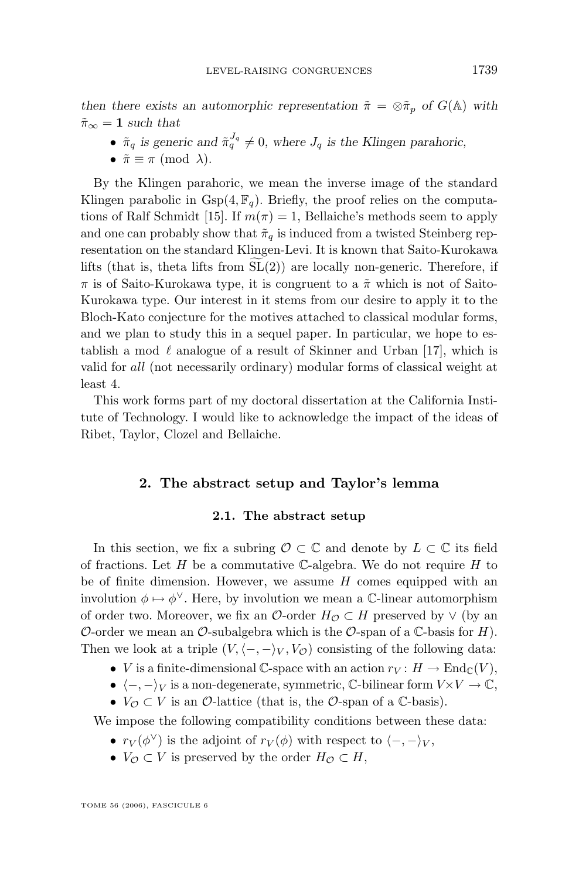*then there exists an automorphic representation $\tilde{\pi} = \otimes \tilde{\pi}_p$ of $G(\mathbb{A})$ with $\tilde{\pi}_\infty = \mathbf{1}$ such that*

- *$\tilde{\pi}_q$ is generic and $\tilde{\pi}_q^{J_q} \neq 0$, where $J_q$ is the Klingen parahoric,*
- *$\tilde{\pi} \equiv \pi \pmod{\lambda}$.*

By the Klingen parahoric, we mean the inverse image of the standard Klingen parabolic in $\mathrm{Gsp}(4, \mathbb{F}_q)$. Briefly, the proof relies on the computations of Ralf Schmidt [15]. If $m(\pi) = 1$, Bellaiche's methods seem to apply and one can probably show that $\tilde{\pi}_q$ is induced from a twisted Steinberg representation on the standard Klingen-Levi. It is known that Saito-Kurokawa lifts (that is, theta lifts from $\widetilde{\mathrm{SL}}(2)$) are locally non-generic. Therefore, if $\pi$ is of Saito-Kurokawa type, it is congruent to a $\tilde{\pi}$ which is not of Saito-Kurokawa type. Our interest in it stems from our desire to apply it to the Bloch-Kato conjecture for the motives attached to classical modular forms, and we plan to study this in a sequel paper. In particular, we hope to establish a mod $\ell$ analogue of a result of Skinner and Urban [17], which is valid for *all* (not necessarily ordinary) modular forms of classical weight at least 4.

This work forms part of my doctoral dissertation at the California Institute of Technology. I would like to acknowledge the impact of the ideas of Ribet, Taylor, Clozel and Bellaiche.

## 2. The abstract setup and Taylor's lemma

### 2.1. The abstract setup

In this section, we fix a subring $\mathcal{O} \subset \mathbb{C}$ and denote by $L \subset \mathbb{C}$ its field of fractions. Let $H$ be a commutative $\mathbb{C}$-algebra. We do not require $H$ to be of finite dimension. However, we assume $H$ comes equipped with an involution $\phi \mapsto \phi^\vee$. Here, by involution we mean a $\mathbb{C}$-linear automorphism of order two. Moreover, we fix an $\mathcal{O}$-order $H_{\mathcal{O}} \subset H$ preserved by $\vee$ (by an $\mathcal{O}$-order we mean an $\mathcal{O}$-subalgebra which is the $\mathcal{O}$-span of a $\mathbb{C}$-basis for $H$). Then we look at a triple $(V, \langle -, - \rangle_V, V_{\mathcal{O}})$ consisting of the following data:

- $V$ is a finite-dimensional $\mathbb{C}$-space with an action $r_V \colon H \to \mathrm{End}_{\mathbb{C}}(V)$,
- $\langle -, - \rangle_V$ is a non-degenerate, symmetric, $\mathbb{C}$-bilinear form $V \times V \to \mathbb{C}$,
- $V_{\mathcal{O}} \subset V$ is an $\mathcal{O}$-lattice (that is, the $\mathcal{O}$-span of a $\mathbb{C}$-basis).

We impose the following compatibility conditions between these data:

- $r_V(\phi^\vee)$ is the adjoint of $r_V(\phi)$ with respect to $\langle -, - \rangle_V$,
- $V_{\mathcal{O}} \subset V$ is preserved by the order $H_{\mathcal{O}} \subset H$,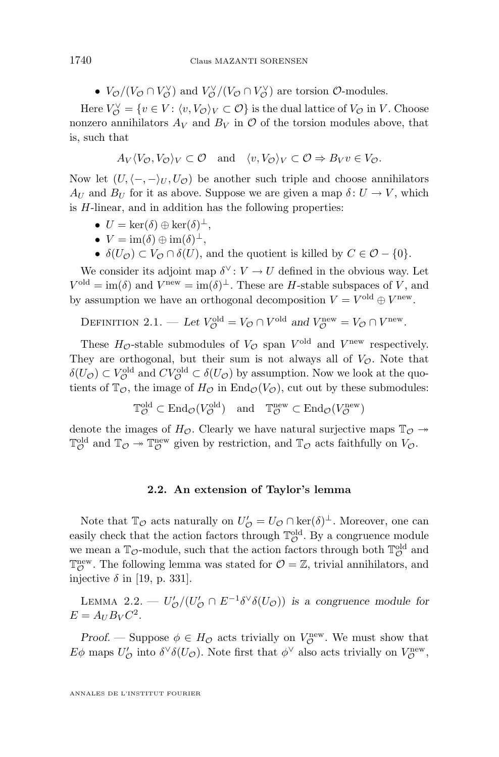- $V_{\mathcal{O}}/(V_{\mathcal{O}} \cap V_{\mathcal{O}}^{\vee})$ and $V_{\mathcal{O}}^{\vee}/(V_{\mathcal{O}} \cap V_{\mathcal{O}}^{\vee})$ are torsion $\mathcal{O}$-modules.

Here $V_{\mathcal{O}}^{\vee} = \{v \in V : \langle v, V_{\mathcal{O}} \rangle_V \subset \mathcal{O}\}$ is the dual lattice of $V_{\mathcal{O}}$ in $V$. Choose nonzero annihilators $A_V$ and $B_V$ in $\mathcal{O}$ of the torsion modules above, that is, such that

$$A_V \langle V_{\mathcal{O}}, V_{\mathcal{O}} \rangle_V \subset \mathcal{O} \quad \text{and} \quad \langle v, V_{\mathcal{O}} \rangle_V \subset \mathcal{O} \Rightarrow B_V v \in V_{\mathcal{O}}.$$

Now let $(U, \langle -, - \rangle_U, U_{\mathcal{O}})$ be another such triple and choose annihilators $A_U$ and $B_U$ for it as above. Suppose we are given a map $\delta : U \to V$, which is $H$-linear, and in addition has the following properties:

- $U = \ker(\delta) \oplus \ker(\delta)^{\perp}$,
- $V = \operatorname{im}(\delta) \oplus \operatorname{im}(\delta)^{\perp}$,
- $\delta(U_{\mathcal{O}}) \subset V_{\mathcal{O}} \cap \delta(U)$, and the quotient is killed by $C \in \mathcal{O} - \{0\}$.

We consider its adjoint map $\delta^{\vee} : V \to U$ defined in the obvious way. Let $V^{\text{old}} = \operatorname{im}(\delta)$ and $V^{\text{new}} = \operatorname{im}(\delta)^{\perp}$. These are $H$-stable subspaces of $V$, and by assumption we have an orthogonal decomposition $V = V^{\text{old}} \oplus V^{\text{new}}$.

Definition 2.1. — *Let $V_{\mathcal{O}}^{\text{old}} = V_{\mathcal{O}} \cap V^{\text{old}}$ and $V_{\mathcal{O}}^{\text{new}} = V_{\mathcal{O}} \cap V^{\text{new}}$.*

These $H_{\mathcal{O}}$-stable submodules of $V_{\mathcal{O}}$ span $V^{\text{old}}$ and $V^{\text{new}}$ respectively. They are orthogonal, but their sum is not always all of $V_{\mathcal{O}}$. Note that $\delta(U_{\mathcal{O}}) \subset V_{\mathcal{O}}^{\text{old}}$ and $C V_{\mathcal{O}}^{\text{old}} \subset \delta(U_{\mathcal{O}})$ by assumption. Now we look at the quotients of $\mathbb{T}_{\mathcal{O}}$, the image of $H_{\mathcal{O}}$ in $\operatorname{End}_{\mathcal{O}}(V_{\mathcal{O}})$, cut out by these submodules:

$$\mathbb{T}_{\mathcal{O}}^{\text{old}} \subset \operatorname{End}_{\mathcal{O}}(V_{\mathcal{O}}^{\text{old}}) \quad \text{and} \quad \mathbb{T}_{\mathcal{O}}^{\text{new}} \subset \operatorname{End}_{\mathcal{O}}(V_{\mathcal{O}}^{\text{new}})$$

denote the images of $H_{\mathcal{O}}$. Clearly we have natural surjective maps $\mathbb{T}_{\mathcal{O}} \twoheadrightarrow \mathbb{T}_{\mathcal{O}}^{\text{old}}$ and $\mathbb{T}_{\mathcal{O}} \twoheadrightarrow \mathbb{T}_{\mathcal{O}}^{\text{new}}$ given by restriction, and $\mathbb{T}_{\mathcal{O}}$ acts faithfully on $V_{\mathcal{O}}$.

## 2.2. An extension of Taylor's lemma

Note that $\mathbb{T}_{\mathcal{O}}$ acts naturally on $U_{\mathcal{O}}' = U_{\mathcal{O}} \cap \ker(\delta)^{\perp}$. Moreover, one can easily check that the action factors through $\mathbb{T}_{\mathcal{O}}^{\text{old}}$. By a congruence module we mean a $\mathbb{T}_{\mathcal{O}}$-module, such that the action factors through both $\mathbb{T}_{\mathcal{O}}^{\text{old}}$ and $\mathbb{T}_{\mathcal{O}}^{\text{new}}$. The following lemma was stated for $\mathcal{O} = \mathbb{Z}$, trivial annihilators, and injective $\delta$ in [19, p. 331].

Lemma 2.2. — *$U_{\mathcal{O}}'/(U_{\mathcal{O}}' \cap E^{-1}\delta^{\vee}\delta(U_{\mathcal{O}}))$ is a congruence module for $E = A_U B_V C^2$.*

*Proof.* — Suppose $\phi \in H_{\mathcal{O}}$ acts trivially on $V_{\mathcal{O}}^{\text{new}}$. We must show that $E\phi$ maps $U_{\mathcal{O}}'$ into $\delta^{\vee}\delta(U_{\mathcal{O}})$. Note first that $\phi^{\vee}$ also acts trivially on $V_{\mathcal{O}}^{\text{new}}$,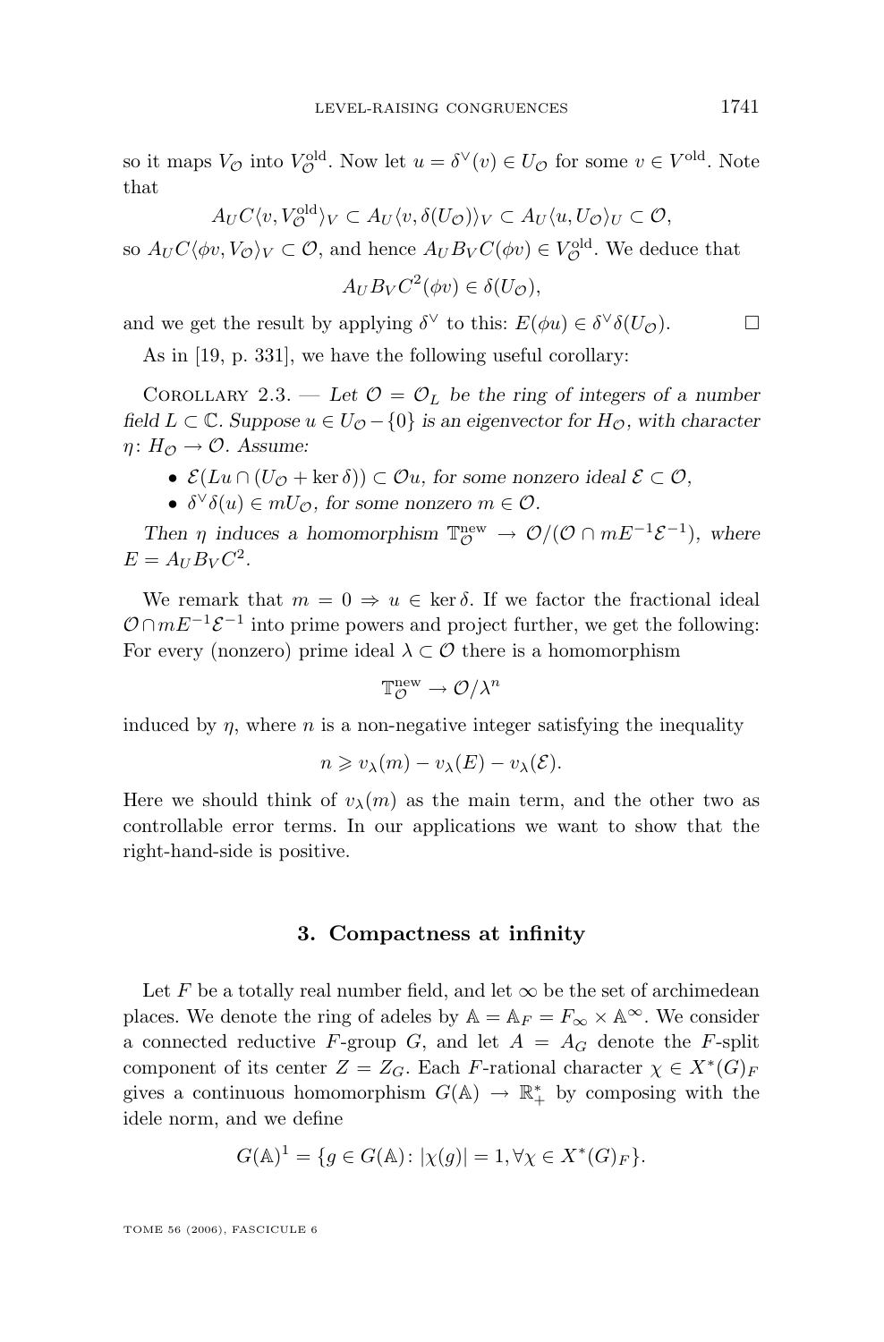so it maps $V_{\mathcal{O}}$ into $V_{\mathcal{O}}^{\mathrm{old}}$. Now let $u = \delta^\vee(v) \in U_{\mathcal{O}}$ for some $v \in V^{\mathrm{old}}$. Note that

$$A_U C\langle v, V_{\mathcal{O}}^{\mathrm{old}}\rangle_V \subset A_U\langle v, \delta(U_{\mathcal{O}})\rangle_V \subset A_U\langle u, U_{\mathcal{O}}\rangle_U \subset \mathcal{O},$$

so $A_U C\langle \phi v, V_{\mathcal{O}}\rangle_V \subset \mathcal{O}$, and hence $A_U B_V C(\phi v) \in V_{\mathcal{O}}^{\mathrm{old}}$. We deduce that

$$A_U B_V C^2(\phi v) \in \delta(U_{\mathcal{O}}),$$

and we get the result by applying $\delta^\vee$ to this: $E(\phi u) \in \delta^\vee\delta(U_{\mathcal{O}})$. □

As in [19, p. 331], we have the following useful corollary:

Corollary 2.3. — *Let $\mathcal{O} = \mathcal{O}_L$ be the ring of integers of a number field $L \subset \mathbb{C}$. Suppose $u \in U_{\mathcal{O}} - \{0\}$ is an eigenvector for $H_{\mathcal{O}}$, with character $\eta\colon H_{\mathcal{O}} \to \mathcal{O}$. Assume:*

- *$\mathcal{E}(Lu \cap (U_{\mathcal{O}} + \ker\delta)) \subset \mathcal{O}u$, for some nonzero ideal $\mathcal{E} \subset \mathcal{O}$,*
- *$\delta^\vee\delta(u) \in mU_{\mathcal{O}}$, for some nonzero $m \in \mathcal{O}$.*

*Then $\eta$ induces a homomorphism $\mathbb{T}_{\mathcal{O}}^{\mathrm{new}} \to \mathcal{O}/(\mathcal{O} \cap mE^{-1}\mathcal{E}^{-1})$, where $E = A_U B_V C^2$.*

We remark that $m = 0 \Rightarrow u \in \ker\delta$. If we factor the fractional ideal $\mathcal{O} \cap mE^{-1}\mathcal{E}^{-1}$ into prime powers and project further, we get the following: For every (nonzero) prime ideal $\lambda \subset \mathcal{O}$ there is a homomorphism

$$\mathbb{T}_{\mathcal{O}}^{\mathrm{new}} \to \mathcal{O}/\lambda^n$$

induced by $\eta$, where $n$ is a non-negative integer satisfying the inequality

$$n \geqslant v_\lambda(m) - v_\lambda(E) - v_\lambda(\mathcal{E}).$$

Here we should think of $v_\lambda(m)$ as the main term, and the other two as controllable error terms. In our applications we want to show that the right-hand-side is positive.

## 3. Compactness at infinity

Let $F$ be a totally real number field, and let $\infty$ be the set of archimedean places. We denote the ring of adeles by $\mathbb{A} = \mathbb{A}_F = F_\infty \times \mathbb{A}^\infty$. We consider a connected reductive $F$-group $G$, and let $A = A_G$ denote the $F$-split component of its center $Z = Z_G$. Each $F$-rational character $\chi \in X^*(G)_F$ gives a continuous homomorphism $G(\mathbb{A}) \to \mathbb{R}_+^*$ by composing with the idele norm, and we define

$$G(\mathbb{A})^1 = \{g \in G(\mathbb{A})\colon |\chi(g)| = 1, \forall \chi \in X^*(G)_F\}.$$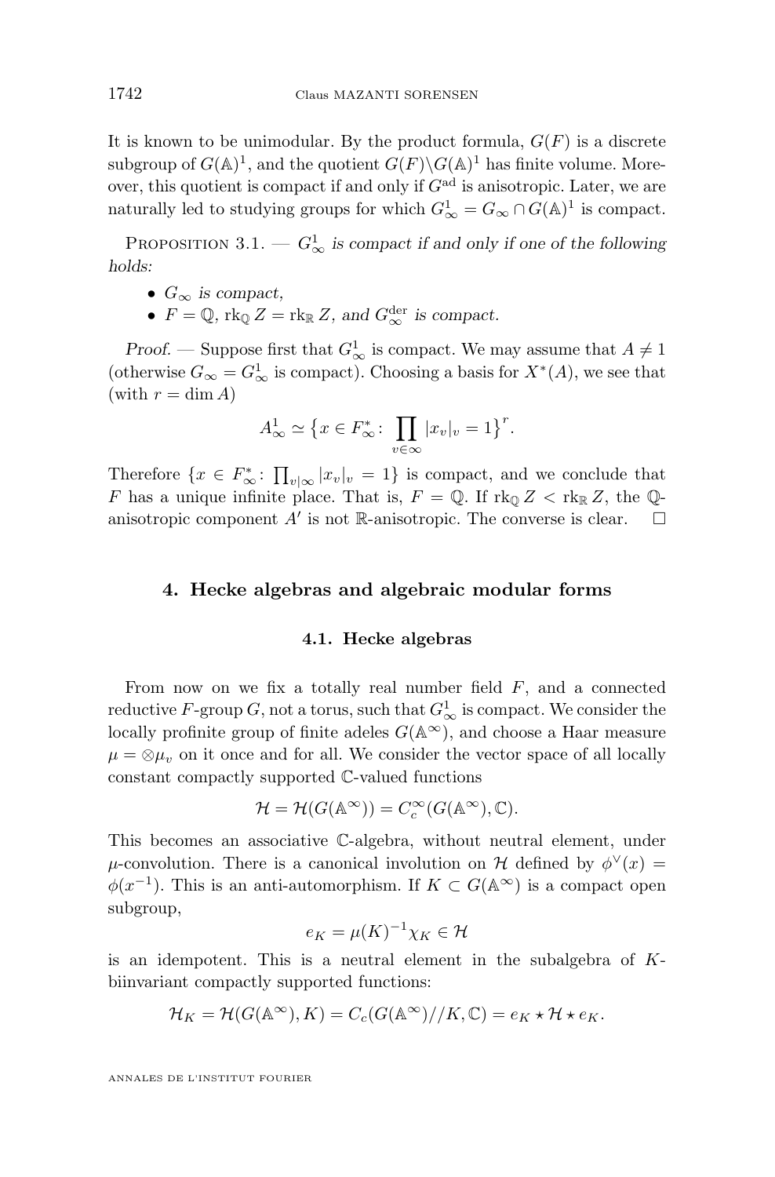It is known to be unimodular. By the product formula, $G(F)$ is a discrete subgroup of $G(\mathbb{A})^1$, and the quotient $G(F)\backslash G(\mathbb{A})^1$ has finite volume. Moreover, this quotient is compact if and only if $G^{\mathrm{ad}}$ is anisotropic. Later, we are naturally led to studying groups for which $G^1_\infty = G_\infty \cap G(\mathbb{A})^1$ is compact.

Proposition 3.1. — *$G^1_\infty$ is compact if and only if one of the following holds:*

- *$G_\infty$ is compact,*
- *$F = \mathbb{Q}$, $\mathrm{rk}_{\mathbb{Q}} Z = \mathrm{rk}_{\mathbb{R}} Z$, and $G^{\mathrm{der}}_\infty$ is compact.*

*Proof.* — Suppose first that $G^1_\infty$ is compact. We may assume that $A \neq 1$ (otherwise $G_\infty = G^1_\infty$ is compact). Choosing a basis for $X^*(A)$, we see that (with $r = \dim A$)

$$A^1_\infty \simeq \big\{x \in F^*_\infty \colon \prod_{v \in \infty} |x_v|_v = 1\big\}^r.$$

Therefore $\{x \in F^*_\infty \colon \prod_{v|\infty} |x_v|_v = 1\}$ is compact, and we conclude that $F$ has a unique infinite place. That is, $F = \mathbb{Q}$. If $\mathrm{rk}_{\mathbb{Q}} Z < \mathrm{rk}_{\mathbb{R}} Z$, the $\mathbb{Q}$-anisotropic component $A'$ is not $\mathbb{R}$-anisotropic. The converse is clear. $\square$

## 4. Hecke algebras and algebraic modular forms

### 4.1. Hecke algebras

From now on we fix a totally real number field $F$, and a connected reductive $F$-group $G$, not a torus, such that $G^1_\infty$ is compact. We consider the locally profinite group of finite adeles $G(\mathbb{A}^\infty)$, and choose a Haar measure $\mu = \otimes \mu_v$ on it once and for all. We consider the vector space of all locally constant compactly supported $\mathbb{C}$-valued functions

$$\mathcal{H} = \mathcal{H}(G(\mathbb{A}^\infty)) = C^\infty_c(G(\mathbb{A}^\infty), \mathbb{C}).$$

This becomes an associative $\mathbb{C}$-algebra, without neutral element, under $\mu$-convolution. There is a canonical involution on $\mathcal{H}$ defined by $\phi^\vee(x) = \phi(x^{-1})$. This is an anti-automorphism. If $K \subset G(\mathbb{A}^\infty)$ is a compact open subgroup,

$$e_K = \mu(K)^{-1}\chi_K \in \mathcal{H}$$

is an idempotent. This is a neutral element in the subalgebra of $K$-biinvariant compactly supported functions:

$$\mathcal{H}_K = \mathcal{H}(G(\mathbb{A}^\infty), K) = C_c(G(\mathbb{A}^\infty)//K, \mathbb{C}) = e_K \star \mathcal{H} \star e_K.$$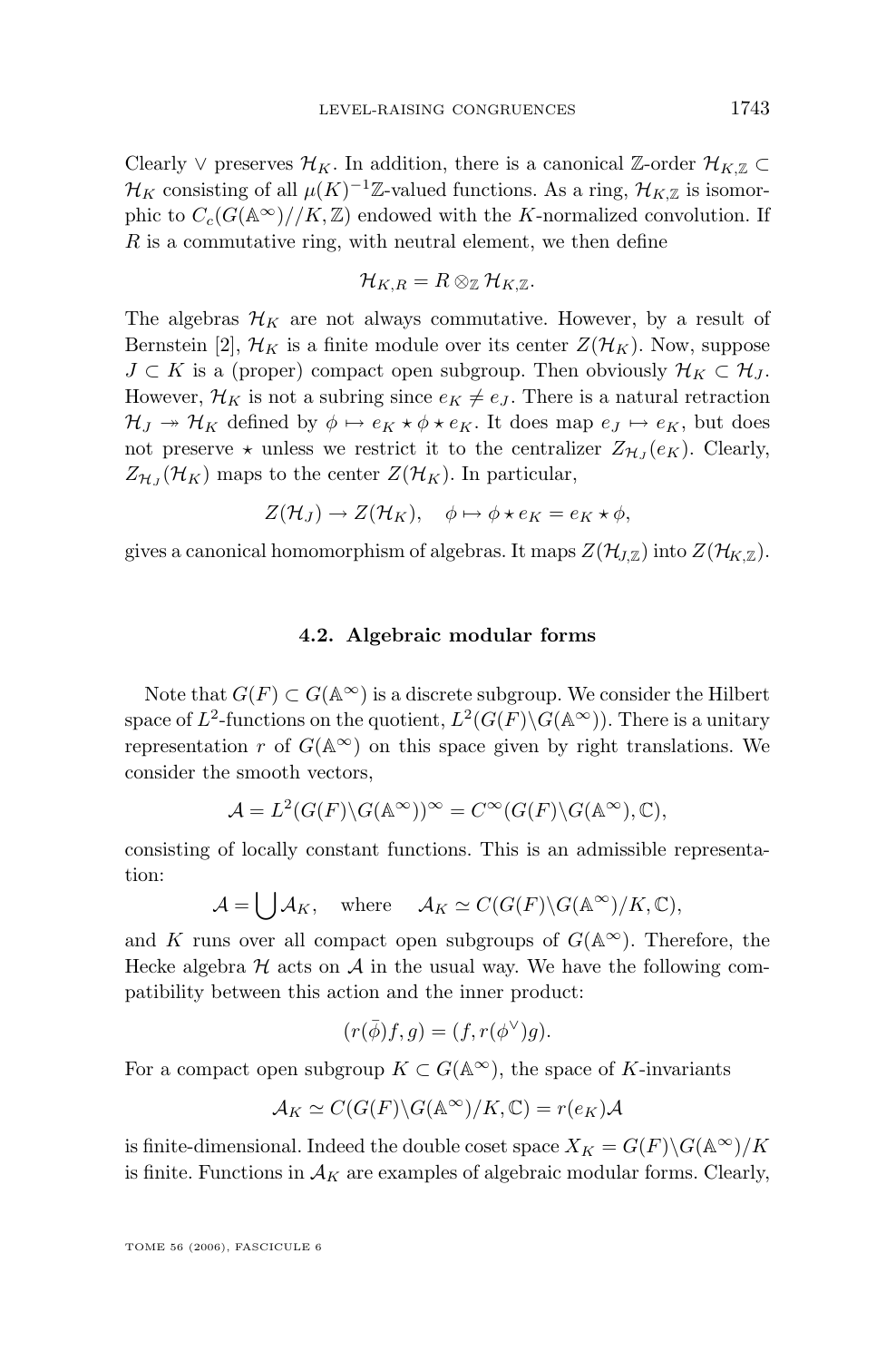Clearly $\vee$ preserves $\mathcal{H}_K$. In addition, there is a canonical $\mathbb{Z}$-order $\mathcal{H}_{K,\mathbb{Z}} \subset \mathcal{H}_K$ consisting of all $\mu(K)^{-1}\mathbb{Z}$-valued functions. As a ring, $\mathcal{H}_{K,\mathbb{Z}}$ is isomorphic to $C_c(G(\mathbb{A}^\infty)//K, \mathbb{Z})$ endowed with the $K$-normalized convolution. If $R$ is a commutative ring, with neutral element, we then define

$$\mathcal{H}_{K,R} = R \otimes_{\mathbb{Z}} \mathcal{H}_{K,\mathbb{Z}}.$$

The algebras $\mathcal{H}_K$ are not always commutative. However, by a result of Bernstein [2], $\mathcal{H}_K$ is a finite module over its center $Z(\mathcal{H}_K)$. Now, suppose $J \subset K$ is a (proper) compact open subgroup. Then obviously $\mathcal{H}_K \subset \mathcal{H}_J$. However, $\mathcal{H}_K$ is not a subring since $e_K \neq e_J$. There is a natural retraction $\mathcal{H}_J \twoheadrightarrow \mathcal{H}_K$ defined by $\phi \mapsto e_K \star \phi \star e_K$. It does map $e_J \mapsto e_K$, but does not preserve $\star$ unless we restrict it to the centralizer $Z_{\mathcal{H}_J}(e_K)$. Clearly, $Z_{\mathcal{H}_J}(\mathcal{H}_K)$ maps to the center $Z(\mathcal{H}_K)$. In particular,

$$Z(\mathcal{H}_J) \to Z(\mathcal{H}_K), \quad \phi \mapsto \phi \star e_K = e_K \star \phi,$$

gives a canonical homomorphism of algebras. It maps $Z(\mathcal{H}_{J,\mathbb{Z}})$ into $Z(\mathcal{H}_{K,\mathbb{Z}})$.

### 4.2. Algebraic modular forms

Note that $G(F) \subset G(\mathbb{A}^\infty)$ is a discrete subgroup. We consider the Hilbert space of $L^2$-functions on the quotient, $L^2(G(F)\backslash G(\mathbb{A}^\infty))$. There is a unitary representation $r$ of $G(\mathbb{A}^\infty)$ on this space given by right translations. We consider the smooth vectors,

$$\mathcal{A} = L^2(G(F)\backslash G(\mathbb{A}^\infty))^\infty = C^\infty(G(F)\backslash G(\mathbb{A}^\infty), \mathbb{C}),$$

consisting of locally constant functions. This is an admissible representation:

$$\mathcal{A} = \bigcup \mathcal{A}_K, \quad \text{where} \quad \mathcal{A}_K \simeq C(G(F)\backslash G(\mathbb{A}^\infty)/K, \mathbb{C}),$$

and $K$ runs over all compact open subgroups of $G(\mathbb{A}^\infty)$. Therefore, the Hecke algebra $\mathcal{H}$ acts on $\mathcal{A}$ in the usual way. We have the following compatibility between this action and the inner product:

$$(r(\bar{\phi})f, g) = (f, r(\phi^\vee)g).$$

For a compact open subgroup $K \subset G(\mathbb{A}^\infty)$, the space of $K$-invariants

$$\mathcal{A}_K \simeq C(G(F)\backslash G(\mathbb{A}^\infty)/K, \mathbb{C}) = r(e_K)\mathcal{A}$$

is finite-dimensional. Indeed the double coset space $X_K = G(F)\backslash G(\mathbb{A}^\infty)/K$ is finite. Functions in $\mathcal{A}_K$ are examples of algebraic modular forms. Clearly,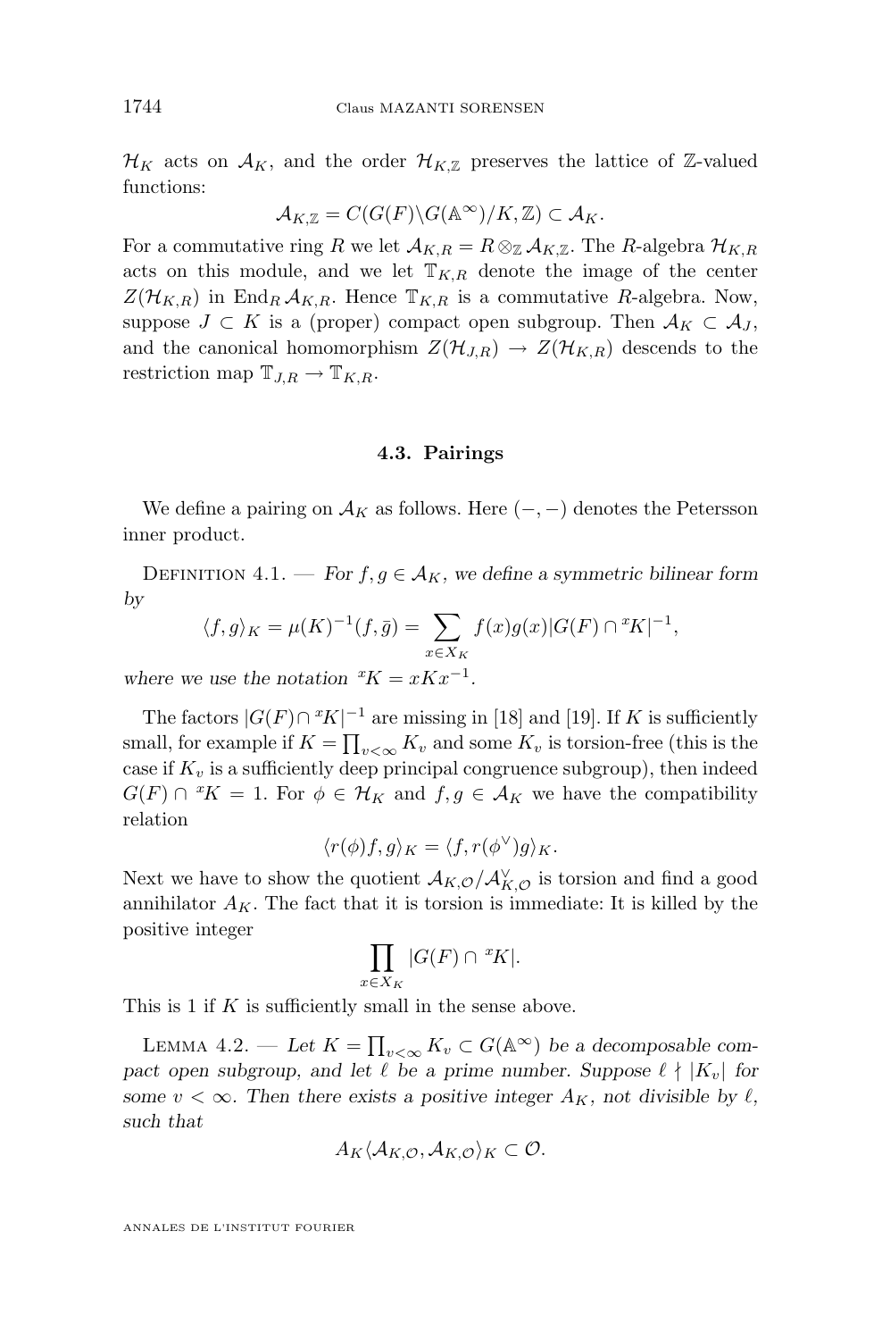$\mathcal{H}_K$ acts on $\mathcal{A}_K$, and the order $\mathcal{H}_{K,\mathbb{Z}}$ preserves the lattice of $\mathbb{Z}$-valued functions:

$$\mathcal{A}_{K,\mathbb{Z}} = C(G(F)\backslash G(\mathbb{A}^\infty)/K, \mathbb{Z}) \subset \mathcal{A}_K.$$

For a commutative ring $R$ we let $\mathcal{A}_{K,R} = R \otimes_{\mathbb{Z}} \mathcal{A}_{K,\mathbb{Z}}$. The $R$-algebra $\mathcal{H}_{K,R}$ acts on this module, and we let $\mathbb{T}_{K,R}$ denote the image of the center $Z(\mathcal{H}_{K,R})$ in $\operatorname{End}_R \mathcal{A}_{K,R}$. Hence $\mathbb{T}_{K,R}$ is a commutative $R$-algebra. Now, suppose $J \subset K$ is a (proper) compact open subgroup. Then $\mathcal{A}_K \subset \mathcal{A}_J$, and the canonical homomorphism $Z(\mathcal{H}_{J,R}) \to Z(\mathcal{H}_{K,R})$ descends to the restriction map $\mathbb{T}_{J,R} \to \mathbb{T}_{K,R}$.

### 4.3. Pairings

We define a pairing on $\mathcal{A}_K$ as follows. Here $(-,-)$ denotes the Petersson inner product.

Definition 4.1. — *For $f, g \in \mathcal{A}_K$, we define a symmetric bilinear form by*

$$\langle f, g\rangle_K = \mu(K)^{-1}(f, \bar{g}) = \sum_{x \in X_K} f(x)g(x)|G(F) \cap {}^xK|^{-1},$$

*where we use the notation ${}^xK = xKx^{-1}$.*

The factors $|G(F) \cap {}^xK|^{-1}$ are missing in [18] and [19]. If $K$ is sufficiently small, for example if $K = \prod_{v<\infty} K_v$ and some $K_v$ is torsion-free (this is the case if $K_v$ is a sufficiently deep principal congruence subgroup), then indeed $G(F) \cap {}^xK = 1$. For $\phi \in \mathcal{H}_K$ and $f, g \in \mathcal{A}_K$ we have the compatibility relation

$$\langle r(\phi)f, g\rangle_K = \langle f, r(\phi^\vee)g\rangle_K.$$

Next we have to show the quotient $\mathcal{A}_{K,\mathcal{O}}/\mathcal{A}_{K,\mathcal{O}}^\vee$ is torsion and find a good annihilator $A_K$. The fact that it is torsion is immediate: It is killed by the positive integer

$$\prod_{x \in X_K} |G(F) \cap {}^xK|.$$

This is 1 if $K$ is sufficiently small in the sense above.

Lemma 4.2. — *Let $K = \prod_{v<\infty} K_v \subset G(\mathbb{A}^\infty)$ be a decomposable compact open subgroup, and let $\ell$ be a prime number. Suppose $\ell \nmid |K_v|$ for some $v < \infty$. Then there exists a positive integer $A_K$, not divisible by $\ell$, such that*

$$A_K\langle \mathcal{A}_{K,\mathcal{O}}, \mathcal{A}_{K,\mathcal{O}}\rangle_K \subset \mathcal{O}.$$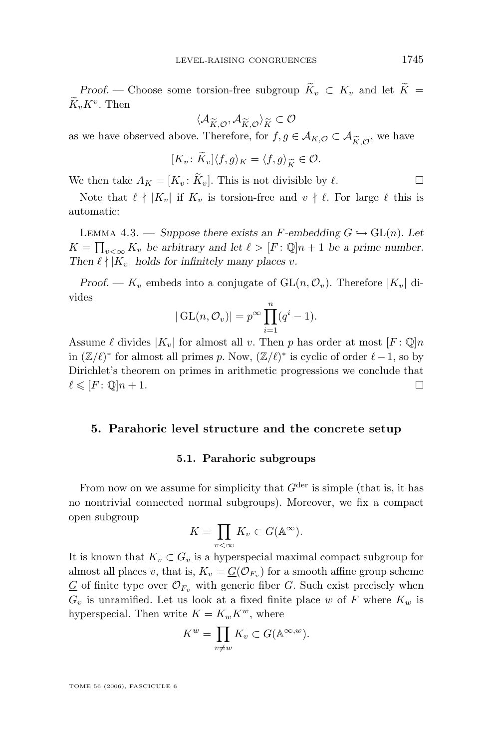*Proof.* — Choose some torsion-free subgroup $\widetilde{K}_v \subset K_v$ and let $\widetilde{K} = \widetilde{K}_v K^v$. Then

$$\langle \mathcal{A}_{\widetilde{K},\mathcal{O}}, \mathcal{A}_{\widetilde{K},\mathcal{O}} \rangle_{\widetilde{K}} \subset \mathcal{O}$$

as we have observed above. Therefore, for $f, g \in \mathcal{A}_{K,\mathcal{O}} \subset \mathcal{A}_{\widetilde{K},\mathcal{O}}$, we have

$$[K_v : \widetilde{K}_v] \langle f, g \rangle_K = \langle f, g \rangle_{\widetilde{K}} \in \mathcal{O}.$$

We then take $A_K = [K_v : \widetilde{K}_v]$. This is not divisible by $\ell$. $\square$

Note that $\ell \nmid |K_v|$ if $K_v$ is torsion-free and $v \nmid \ell$. For large $\ell$ this is automatic:

LEMMA 4.3. — *Suppose there exists an $F$-embedding $G \hookrightarrow \mathrm{GL}(n)$. Let $K = \prod_{v<\infty} K_v$ be arbitrary and let $\ell > [F : \mathbb{Q}]n + 1$ be a prime number. Then $\ell \nmid |K_v|$ holds for infinitely many places $v$.*

*Proof.* — $K_v$ embeds into a conjugate of $\mathrm{GL}(n, \mathcal{O}_v)$. Therefore $|K_v|$ divides

$$|\,\mathrm{GL}(n, \mathcal{O}_v)| = p^{\infty} \prod_{i=1}^{n} (q^i - 1).$$

Assume $\ell$ divides $|K_v|$ for almost all $v$. Then $p$ has order at most $[F : \mathbb{Q}]n$ in $(\mathbb{Z}/\ell)^*$ for almost all primes $p$. Now, $(\mathbb{Z}/\ell)^*$ is cyclic of order $\ell - 1$, so by Dirichlet's theorem on primes in arithmetic progressions we conclude that $\ell \leqslant [F : \mathbb{Q}]n + 1$. $\square$

## 5. Parahoric level structure and the concrete setup

### 5.1. Parahoric subgroups

From now on we assume for simplicity that $G^{\mathrm{der}}$ is simple (that is, it has no nontrivial connected normal subgroups). Moreover, we fix a compact open subgroup

$$K = \prod_{v<\infty} K_v \subset G(\mathbb{A}^{\infty}).$$

It is known that $K_v \subset G_v$ is a hyperspecial maximal compact subgroup for almost all places $v$, that is, $K_v = \underline{G}(\mathcal{O}_{F_v})$ for a smooth affine group scheme $\underline{G}$ of finite type over $\mathcal{O}_{F_v}$ with generic fiber $G$. Such exist precisely when $G_v$ is unramified. Let us look at a fixed finite place $w$ of $F$ where $K_w$ is hyperspecial. Then write $K = K_w K^w$, where

$$K^w = \prod_{v \neq w} K_v \subset G(\mathbb{A}^{\infty,w}).$$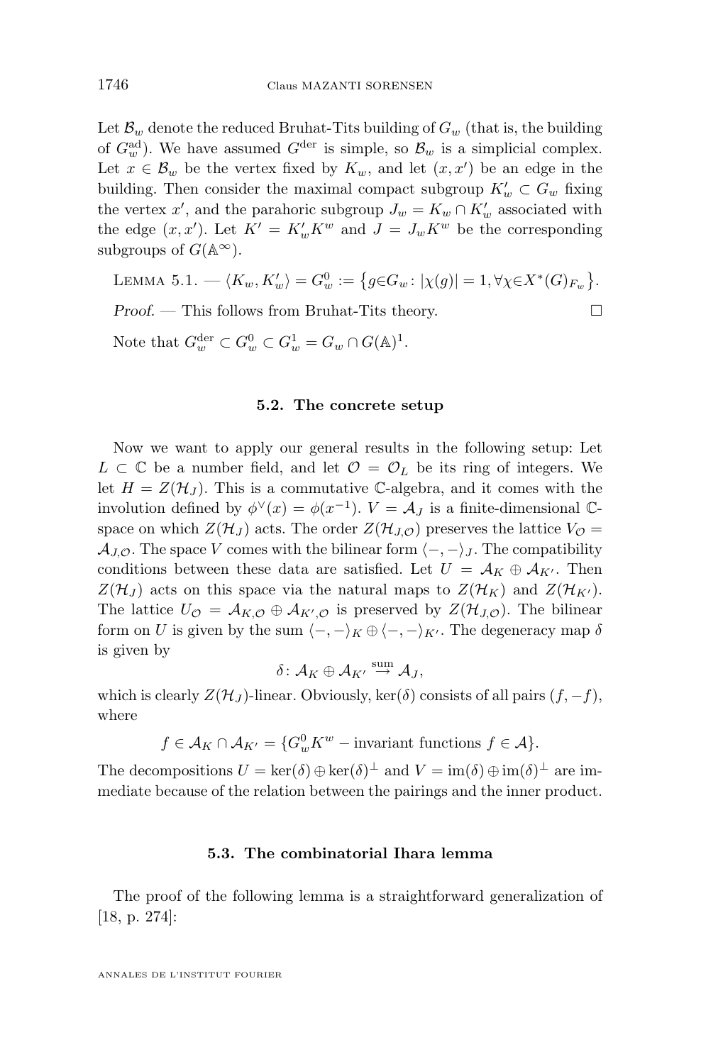Let $\mathcal{B}_w$ denote the reduced Bruhat-Tits building of $G_w$ (that is, the building of $G_w^{\mathrm{ad}}$). We have assumed $G^{\mathrm{der}}$ is simple, so $\mathcal{B}_w$ is a simplicial complex. Let $x \in \mathcal{B}_w$ be the vertex fixed by $K_w$, and let $(x, x')$ be an edge in the building. Then consider the maximal compact subgroup $K'_w \subset G_w$ fixing the vertex $x'$, and the parahoric subgroup $J_w = K_w \cap K'_w$ associated with the edge $(x, x')$. Let $K' = K'_w K^w$ and $J = J_w K^w$ be the corresponding subgroups of $G(\mathbb{A}^\infty)$.

Lemma 5.1. — $\langle K_w, K'_w \rangle = G_w^0 := \{g \in G_w : |\chi(g)| = 1, \forall \chi \in X^*(G)_{F_w}\}$.

*Proof.* — This follows from Bruhat-Tits theory. □

Note that $G_w^{\mathrm{der}} \subset G_w^0 \subset G_w^1 = G_w \cap G(\mathbb{A})^1$.

### 5.2. The concrete setup

Now we want to apply our general results in the following setup: Let $L \subset \mathbb{C}$ be a number field, and let $\mathcal{O} = \mathcal{O}_L$ be its ring of integers. We let $H = Z(\mathcal{H}_J)$. This is a commutative $\mathbb{C}$-algebra, and it comes with the involution defined by $\phi^\vee(x) = \phi(x^{-1})$. $V = \mathcal{A}_J$ is a finite-dimensional $\mathbb{C}$-space on which $Z(\mathcal{H}_J)$ acts. The order $Z(\mathcal{H}_{J,\mathcal{O}})$ preserves the lattice $V_{\mathcal{O}} = \mathcal{A}_{J,\mathcal{O}}$. The space $V$ comes with the bilinear form $\langle -, - \rangle_J$. The compatibility conditions between these data are satisfied. Let $U = \mathcal{A}_K \oplus \mathcal{A}_{K'}$. Then $Z(\mathcal{H}_J)$ acts on this space via the natural maps to $Z(\mathcal{H}_K)$ and $Z(\mathcal{H}_{K'})$. The lattice $U_{\mathcal{O}} = \mathcal{A}_{K,\mathcal{O}} \oplus \mathcal{A}_{K',\mathcal{O}}$ is preserved by $Z(\mathcal{H}_{J,\mathcal{O}})$. The bilinear form on $U$ is given by the sum $\langle -, - \rangle_K \oplus \langle -, - \rangle_{K'}$. The degeneracy map $\delta$ is given by

$$\delta \colon \mathcal{A}_K \oplus \mathcal{A}_{K'} \overset{\mathrm{sum}}{\to} \mathcal{A}_J,$$

which is clearly $Z(\mathcal{H}_J)$-linear. Obviously, $\ker(\delta)$ consists of all pairs $(f, -f)$, where

$$f \in \mathcal{A}_K \cap \mathcal{A}_{K'} = \{G_w^0 K^w - \text{invariant functions } f \in \mathcal{A}\}.$$

The decompositions $U = \ker(\delta) \oplus \ker(\delta)^\perp$ and $V = \operatorname{im}(\delta) \oplus \operatorname{im}(\delta)^\perp$ are immediate because of the relation between the pairings and the inner product.

### 5.3. The combinatorial Ihara lemma

The proof of the following lemma is a straightforward generalization of [18, p. 274]: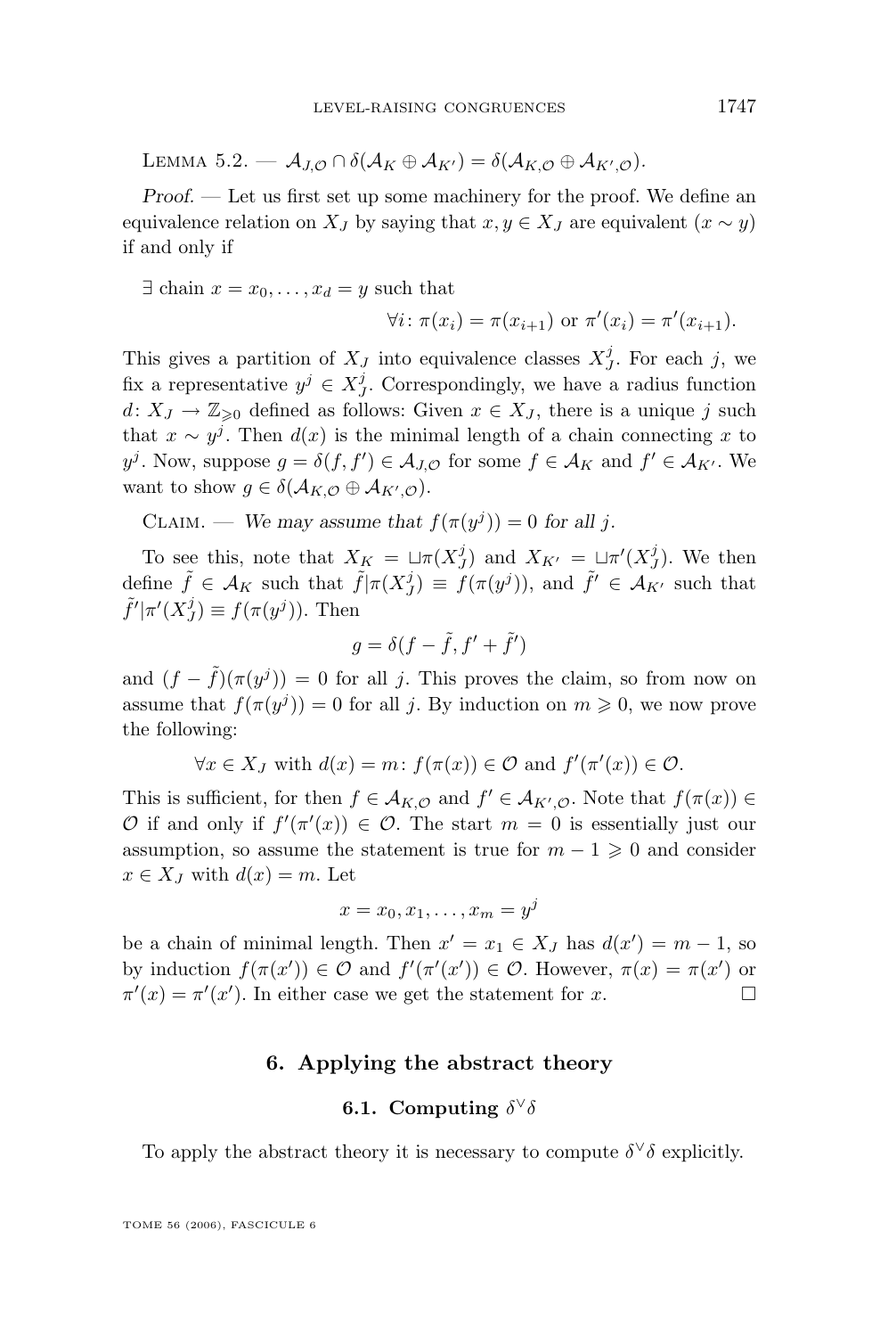Lemma 5.2. — $\mathcal{A}_{J,\mathcal{O}} \cap \delta(\mathcal{A}_K \oplus \mathcal{A}_{K'}) = \delta(\mathcal{A}_{K,\mathcal{O}} \oplus \mathcal{A}_{K',\mathcal{O}})$.

*Proof.* — Let us first set up some machinery for the proof. We define an equivalence relation on $X_J$ by saying that $x, y \in X_J$ are equivalent ($x \sim y$) if and only if

$$\exists \text{ chain } x = x_0, \ldots, x_d = y \text{ such that}$$
$$\forall i\colon \pi(x_i) = \pi(x_{i+1}) \text{ or } \pi'(x_i) = \pi'(x_{i+1}).$$

This gives a partition of $X_J$ into equivalence classes $X_J^j$. For each $j$, we fix a representative $y^j \in X_J^j$. Correspondingly, we have a radius function $d\colon X_J \to \mathbb{Z}_{\geqslant 0}$ defined as follows: Given $x \in X_J$, there is a unique $j$ such that $x \sim y^j$. Then $d(x)$ is the minimal length of a chain connecting $x$ to $y^j$. Now, suppose $g = \delta(f, f') \in \mathcal{A}_{J,\mathcal{O}}$ for some $f \in \mathcal{A}_K$ and $f' \in \mathcal{A}_{K'}$. We want to show $g \in \delta(\mathcal{A}_{K,\mathcal{O}} \oplus \mathcal{A}_{K',\mathcal{O}})$.

Claim. — *We may assume that $f(\pi(y^j)) = 0$ for all $j$.*

To see this, note that $X_K = \sqcup \pi(X_J^j)$ and $X_{K'} = \sqcup \pi'(X_J^j)$. We then define $\tilde{f} \in \mathcal{A}_K$ such that $\tilde{f}|\pi(X_J^j) \equiv f(\pi(y^j))$, and $\tilde{f}' \in \mathcal{A}_{K'}$ such that $\tilde{f}'|\pi'(X_J^j) \equiv f(\pi(y^j))$. Then

$$g = \delta(f - \tilde{f}, f' + \tilde{f}')$$

and $(f - \tilde{f})(\pi(y^j)) = 0$ for all $j$. This proves the claim, so from now on assume that $f(\pi(y^j)) = 0$ for all $j$. By induction on $m \geqslant 0$, we now prove the following:

$$\forall x \in X_J \text{ with } d(x) = m\colon f(\pi(x)) \in \mathcal{O} \text{ and } f'(\pi'(x)) \in \mathcal{O}.$$

This is sufficient, for then $f \in \mathcal{A}_{K,\mathcal{O}}$ and $f' \in \mathcal{A}_{K',\mathcal{O}}$. Note that $f(\pi(x)) \in \mathcal{O}$ if and only if $f'(\pi'(x)) \in \mathcal{O}$. The start $m = 0$ is essentially just our assumption, so assume the statement is true for $m - 1 \geqslant 0$ and consider $x \in X_J$ with $d(x) = m$. Let

$$x = x_0, x_1, \ldots, x_m = y^j$$

be a chain of minimal length. Then $x' = x_1 \in X_J$ has $d(x') = m - 1$, so by induction $f(\pi(x')) \in \mathcal{O}$ and $f'(\pi'(x')) \in \mathcal{O}$. However, $\pi(x) = \pi(x')$ or $\pi'(x) = \pi'(x')$. In either case we get the statement for $x$. □

## 6. Applying the abstract theory

### 6.1. Computing $\delta^\vee \delta$

To apply the abstract theory it is necessary to compute $\delta^\vee \delta$ explicitly.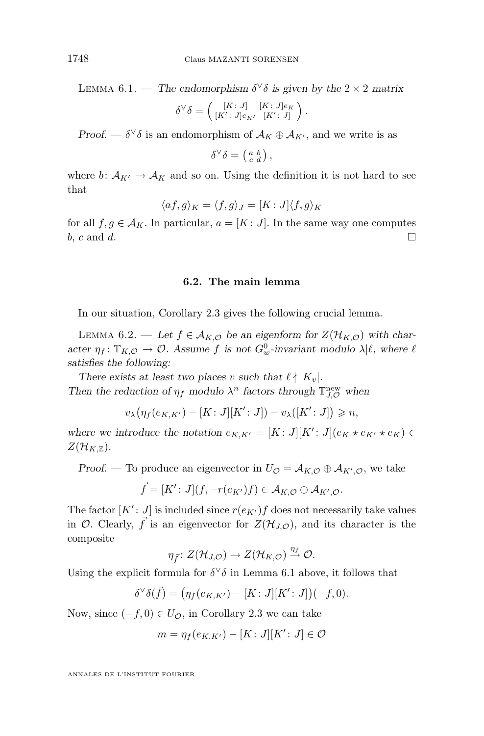Lemma 6.1. — *The endomorphism $\delta^\vee \delta$ is given by the $2 \times 2$ matrix*

$$\delta^\vee \delta = \begin{pmatrix} [K\colon J] & [K\colon J] e_K \\ [K'\colon J] e_{K'} & [K'\colon J] \end{pmatrix}.$$

*Proof.* — $\delta^\vee \delta$ is an endomorphism of $\mathcal{A}_K \oplus \mathcal{A}_{K'}$, and we write is as

$$\delta^\vee \delta = \begin{pmatrix} a & b \\ c & d \end{pmatrix},$$

where $b\colon \mathcal{A}_{K'} \to \mathcal{A}_K$ and so on. Using the definition it is not hard to see that

$$\langle af, g \rangle_K = \langle f, g \rangle_J = [K\colon J] \langle f, g \rangle_K$$

for all $f, g \in \mathcal{A}_K$. In particular, $a = [K\colon J]$. In the same way one computes $b$, $c$ and $d$. □

### 6.2. The main lemma

In our situation, Corollary 2.3 gives the following crucial lemma.

Lemma 6.2. — *Let $f \in \mathcal{A}_{K,\mathcal{O}}$ be an eigenform for $Z(\mathcal{H}_{K,\mathcal{O}})$ with character $\eta_f\colon \mathbb{T}_{K,\mathcal{O}} \to \mathcal{O}$. Assume $f$ is not $G_w^0$-invariant modulo $\lambda | \ell$, where $\ell$ satisfies the following:*

*There exists at least two places $v$ such that $\ell \nmid |K_v|$.*
*Then the reduction of $\eta_f$ modulo $\lambda^n$ factors through $\mathbb{T}_{J,\mathcal{O}}^{\mathrm{new}}$ when*

$$v_\lambda\big(\eta_f(e_{K,K'}) - [K\colon J][K'\colon J]\big) - v_\lambda([K'\colon J]) \geqslant n,$$

*where we introduce the notation $e_{K,K'} = [K\colon J][K'\colon J](e_K \star e_{K'} \star e_K) \in Z(\mathcal{H}_{K,\mathbb{Z}})$.*

*Proof.* — To produce an eigenvector in $U_\mathcal{O} = \mathcal{A}_{K,\mathcal{O}} \oplus \mathcal{A}_{K',\mathcal{O}}$, we take

$$\vec{f} = [K'\colon J](f, -r(e_{K'})f) \in \mathcal{A}_{K,\mathcal{O}} \oplus \mathcal{A}_{K',\mathcal{O}}.$$

The factor $[K'\colon J]$ is included since $r(e_{K'})f$ does not necessarily take values in $\mathcal{O}$. Clearly, $\vec{f}$ is an eigenvector for $Z(\mathcal{H}_{J,\mathcal{O}})$, and its character is the composite

$$\eta_{\vec{f}}\colon Z(\mathcal{H}_{J,\mathcal{O}}) \to Z(\mathcal{H}_{K,\mathcal{O}}) \xrightarrow{\eta_f} \mathcal{O}.$$

Using the explicit formula for $\delta^\vee \delta$ in Lemma 6.1 above, it follows that

$$\delta^\vee \delta(\vec{f}) = \big(\eta_f(e_{K,K'}) - [K\colon J][K'\colon J]\big)(-f, 0).$$

Now, since $(-f, 0) \in U_\mathcal{O}$, in Corollary 2.3 we can take

$$m = \eta_f(e_{K,K'}) - [K\colon J][K'\colon J] \in \mathcal{O}$$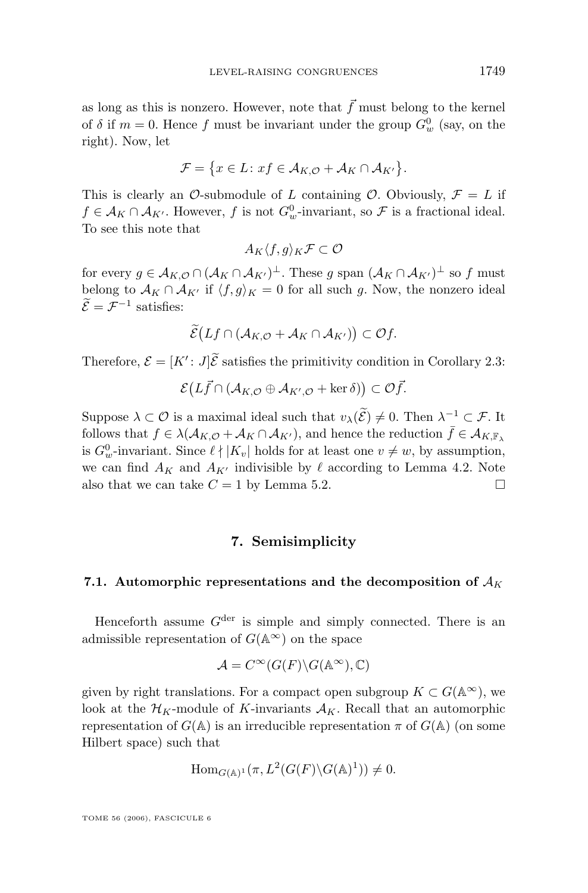as long as this is nonzero. However, note that $\vec{f}$ must belong to the kernel of $\delta$ if $m = 0$. Hence $f$ must be invariant under the group $G_w^0$ (say, on the right). Now, let

$$\mathcal{F} = \{x \in L \colon xf \in \mathcal{A}_{K,\mathcal{O}} + \mathcal{A}_K \cap \mathcal{A}_{K'}\}.$$

This is clearly an $\mathcal{O}$-submodule of $L$ containing $\mathcal{O}$. Obviously, $\mathcal{F} = L$ if $f \in \mathcal{A}_K \cap \mathcal{A}_{K'}$. However, $f$ is not $G_w^0$-invariant, so $\mathcal{F}$ is a fractional ideal. To see this note that

$$A_K \langle f, g \rangle_K \mathcal{F} \subset \mathcal{O}$$

for every $g \in \mathcal{A}_{K,\mathcal{O}} \cap (\mathcal{A}_K \cap \mathcal{A}_{K'})^{\perp}$. These $g$ span $(\mathcal{A}_K \cap \mathcal{A}_{K'})^{\perp}$ so $f$ must belong to $\mathcal{A}_K \cap \mathcal{A}_{K'}$ if $\langle f, g \rangle_K = 0$ for all such $g$. Now, the nonzero ideal $\widetilde{\mathcal{E}} = \mathcal{F}^{-1}$ satisfies:

$$\widetilde{\mathcal{E}}\big(Lf \cap (\mathcal{A}_{K,\mathcal{O}} + \mathcal{A}_K \cap \mathcal{A}_{K'})\big) \subset \mathcal{O}f.$$

Therefore, $\mathcal{E} = [K' \colon J]\widetilde{\mathcal{E}}$ satisfies the primitivity condition in Corollary 2.3:

$$\mathcal{E}\big(L\vec{f} \cap (\mathcal{A}_{K,\mathcal{O}} \oplus \mathcal{A}_{K',\mathcal{O}} + \ker \delta)\big) \subset \mathcal{O}\vec{f}.$$

Suppose $\lambda \subset \mathcal{O}$ is a maximal ideal such that $v_\lambda(\widetilde{\mathcal{E}}) \neq 0$. Then $\lambda^{-1} \subset \mathcal{F}$. It follows that $f \in \lambda(\mathcal{A}_{K,\mathcal{O}} + \mathcal{A}_K \cap \mathcal{A}_{K'})$, and hence the reduction $\bar{f} \in \mathcal{A}_{K,\mathbb{F}_\lambda}$ is $G_w^0$-invariant. Since $\ell \nmid |K_v|$ holds for at least one $v \neq w$, by assumption, we can find $A_K$ and $A_{K'}$ indivisible by $\ell$ according to Lemma 4.2. Note also that we can take $C = 1$ by Lemma 5.2. $\square$

## 7. Semisimplicity

### 7.1. Automorphic representations and the decomposition of $\mathcal{A}_K$

Henceforth assume $G^{\mathrm{der}}$ is simple and simply connected. There is an admissible representation of $G(\mathbb{A}^\infty)$ on the space

$$\mathcal{A} = C^\infty(G(F)\backslash G(\mathbb{A}^\infty), \mathbb{C})$$

given by right translations. For a compact open subgroup $K \subset G(\mathbb{A}^\infty)$, we look at the $\mathcal{H}_K$-module of $K$-invariants $\mathcal{A}_K$. Recall that an automorphic representation of $G(\mathbb{A})$ is an irreducible representation $\pi$ of $G(\mathbb{A})$ (on some Hilbert space) such that

$$\mathrm{Hom}_{G(\mathbb{A})^1}(\pi, L^2(G(F)\backslash G(\mathbb{A})^1)) \neq 0.$$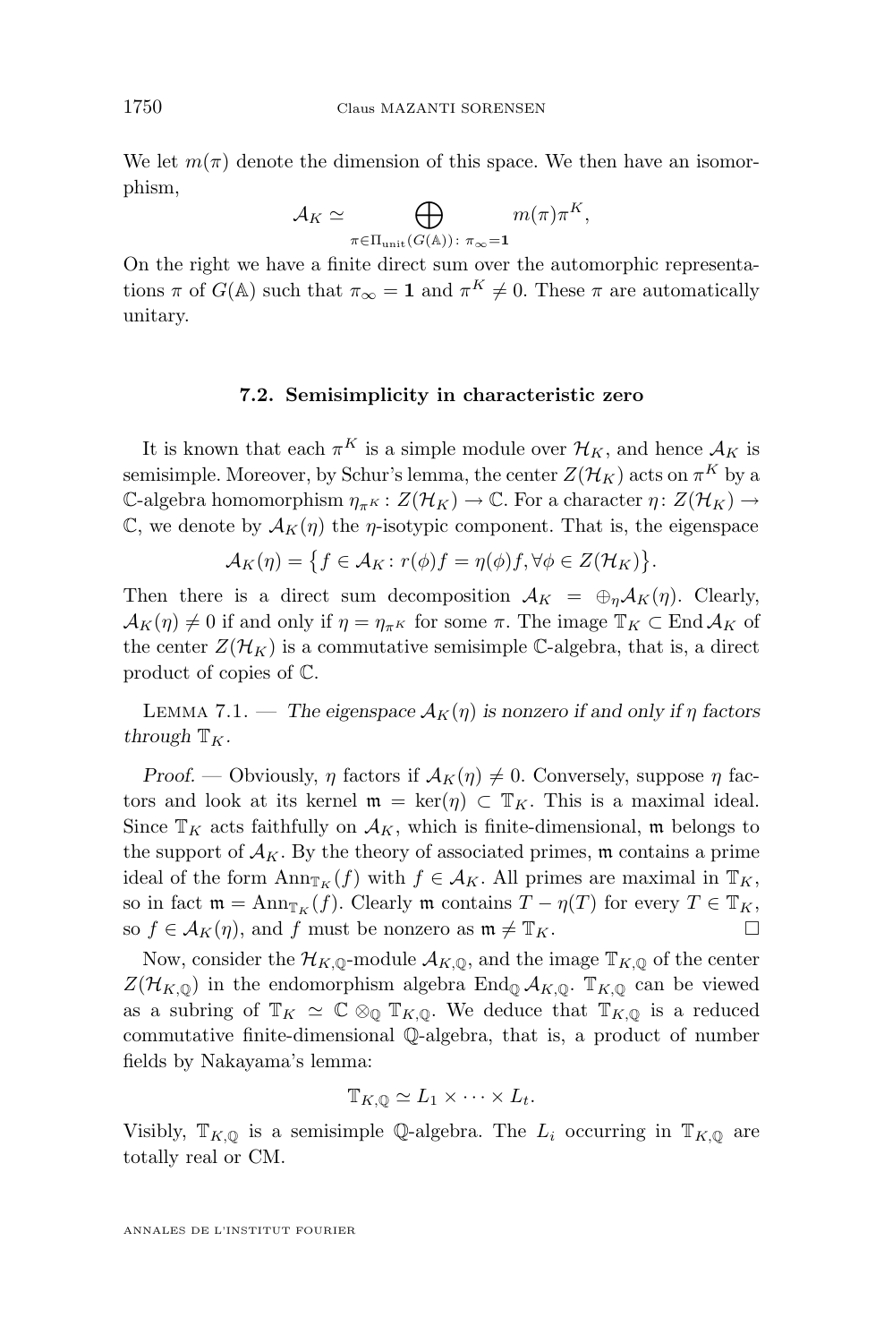We let $m(\pi)$ denote the dimension of this space. We then have an isomorphism,

$$\mathcal{A}_K \simeq \bigoplus_{\pi\in\Pi_{\text{unit}}(G(\mathbb{A})):\ \pi_\infty=\mathbf{1}} m(\pi)\pi^K,$$

On the right we have a finite direct sum over the automorphic representations $\pi$ of $G(\mathbb{A})$ such that $\pi_\infty = \mathbf{1}$ and $\pi^K \neq 0$. These $\pi$ are automatically unitary.

### 7.2. Semisimplicity in characteristic zero

It is known that each $\pi^K$ is a simple module over $\mathcal{H}_K$, and hence $\mathcal{A}_K$ is semisimple. Moreover, by Schur's lemma, the center $Z(\mathcal{H}_K)$ acts on $\pi^K$ by a $\mathbb{C}$-algebra homomorphism $\eta_{\pi^K}: Z(\mathcal{H}_K) \to \mathbb{C}$. For a character $\eta: Z(\mathcal{H}_K) \to \mathbb{C}$, we denote by $\mathcal{A}_K(\eta)$ the $\eta$-isotypic component. That is, the eigenspace

$$\mathcal{A}_K(\eta) = \{f \in \mathcal{A}_K : r(\phi)f = \eta(\phi)f, \forall\phi \in Z(\mathcal{H}_K)\}.$$

Then there is a direct sum decomposition $\mathcal{A}_K = \oplus_\eta \mathcal{A}_K(\eta)$. Clearly, $\mathcal{A}_K(\eta) \neq 0$ if and only if $\eta = \eta_{\pi^K}$ for some $\pi$. The image $\mathbb{T}_K \subset \operatorname{End}\mathcal{A}_K$ of the center $Z(\mathcal{H}_K)$ is a commutative semisimple $\mathbb{C}$-algebra, that is, a direct product of copies of $\mathbb{C}$.

Lemma 7.1. — *The eigenspace $\mathcal{A}_K(\eta)$ is nonzero if and only if $\eta$ factors through $\mathbb{T}_K$.*

*Proof.* — Obviously, $\eta$ factors if $\mathcal{A}_K(\eta) \neq 0$. Conversely, suppose $\eta$ factors and look at its kernel $\mathfrak{m} = \ker(\eta) \subset \mathbb{T}_K$. This is a maximal ideal. Since $\mathbb{T}_K$ acts faithfully on $\mathcal{A}_K$, which is finite-dimensional, $\mathfrak{m}$ belongs to the support of $\mathcal{A}_K$. By the theory of associated primes, $\mathfrak{m}$ contains a prime ideal of the form $\operatorname{Ann}_{\mathbb{T}_K}(f)$ with $f \in \mathcal{A}_K$. All primes are maximal in $\mathbb{T}_K$, so in fact $\mathfrak{m} = \operatorname{Ann}_{\mathbb{T}_K}(f)$. Clearly $\mathfrak{m}$ contains $T - \eta(T)$ for every $T \in \mathbb{T}_K$, so $f \in \mathcal{A}_K(\eta)$, and $f$ must be nonzero as $\mathfrak{m} \neq \mathbb{T}_K$. □

Now, consider the $\mathcal{H}_{K,\mathbb{Q}}$-module $\mathcal{A}_{K,\mathbb{Q}}$, and the image $\mathbb{T}_{K,\mathbb{Q}}$ of the center $Z(\mathcal{H}_{K,\mathbb{Q}})$ in the endomorphism algebra $\operatorname{End}_{\mathbb{Q}}\mathcal{A}_{K,\mathbb{Q}}$. $\mathbb{T}_{K,\mathbb{Q}}$ can be viewed as a subring of $\mathbb{T}_K \simeq \mathbb{C} \otimes_{\mathbb{Q}} \mathbb{T}_{K,\mathbb{Q}}$. We deduce that $\mathbb{T}_{K,\mathbb{Q}}$ is a reduced commutative finite-dimensional $\mathbb{Q}$-algebra, that is, a product of number fields by Nakayama's lemma:

$$\mathbb{T}_{K,\mathbb{Q}} \simeq L_1 \times \cdots \times L_t.$$

Visibly, $\mathbb{T}_{K,\mathbb{Q}}$ is a semisimple $\mathbb{Q}$-algebra. The $L_i$ occurring in $\mathbb{T}_{K,\mathbb{Q}}$ are totally real or CM.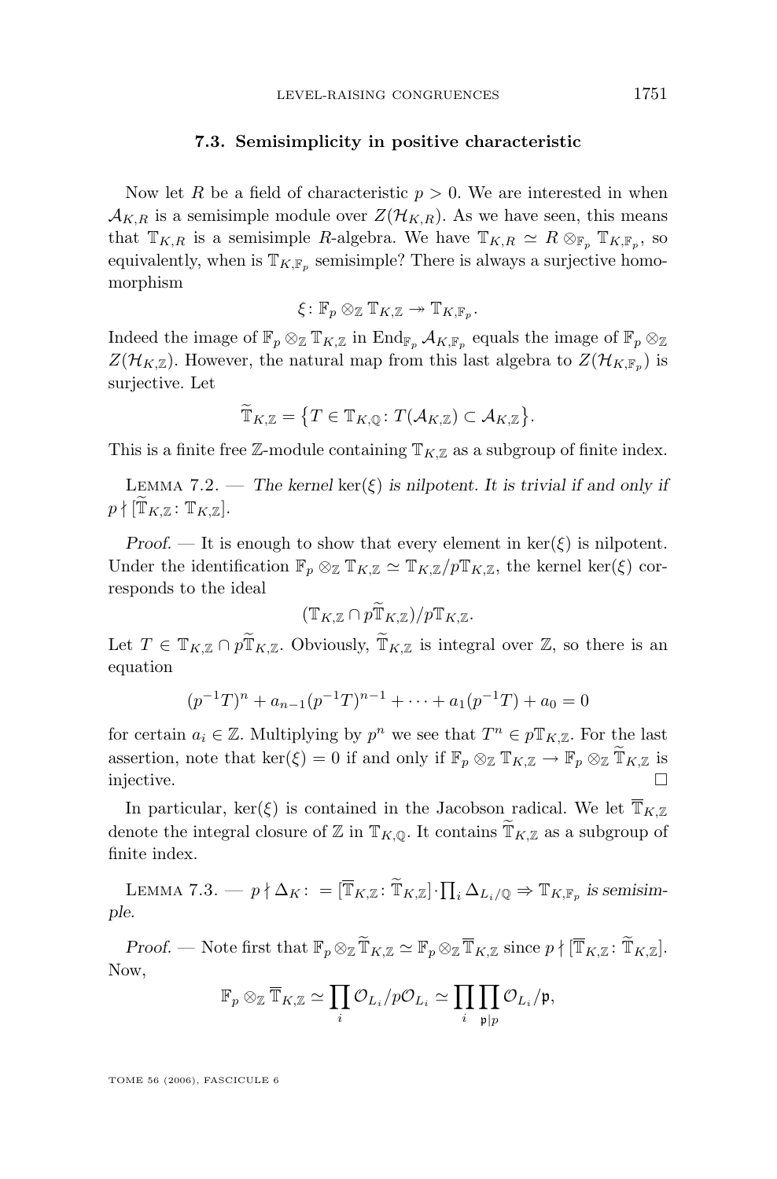### 7.3. Semisimplicity in positive characteristic

Now let $R$ be a field of characteristic $p > 0$. We are interested in when $\mathcal{A}_{K,R}$ is a semisimple module over $Z(\mathcal{H}_{K,R})$. As we have seen, this means that $\mathbb{T}_{K,R}$ is a semisimple $R$-algebra. We have $\mathbb{T}_{K,R} \simeq R \otimes_{\mathbb{F}_p} \mathbb{T}_{K,\mathbb{F}_p}$, so equivalently, when is $\mathbb{T}_{K,\mathbb{F}_p}$ semisimple? There is always a surjective homomorphism

$$\xi \colon \mathbb{F}_p \otimes_{\mathbb{Z}} \mathbb{T}_{K,\mathbb{Z}} \twoheadrightarrow \mathbb{T}_{K,\mathbb{F}_p}.$$

Indeed the image of $\mathbb{F}_p \otimes_{\mathbb{Z}} \mathbb{T}_{K,\mathbb{Z}}$ in $\operatorname{End}_{\mathbb{F}_p} \mathcal{A}_{K,\mathbb{F}_p}$ equals the image of $\mathbb{F}_p \otimes_{\mathbb{Z}} Z(\mathcal{H}_{K,\mathbb{Z}})$. However, the natural map from this last algebra to $Z(\mathcal{H}_{K,\mathbb{F}_p})$ is surjective. Let

$$\widetilde{\mathbb{T}}_{K,\mathbb{Z}} = \{T \in \mathbb{T}_{K,\mathbb{Q}} \colon T(\mathcal{A}_{K,\mathbb{Z}}) \subset \mathcal{A}_{K,\mathbb{Z}}\}.$$

This is a finite free $\mathbb{Z}$-module containing $\mathbb{T}_{K,\mathbb{Z}}$ as a subgroup of finite index.

Lemma 7.2. — *The kernel* $\ker(\xi)$ *is nilpotent. It is trivial if and only if* $p \nmid [\widetilde{\mathbb{T}}_{K,\mathbb{Z}} \colon \mathbb{T}_{K,\mathbb{Z}}]$.

*Proof.* — It is enough to show that every element in $\ker(\xi)$ is nilpotent. Under the identification $\mathbb{F}_p \otimes_{\mathbb{Z}} \mathbb{T}_{K,\mathbb{Z}} \simeq \mathbb{T}_{K,\mathbb{Z}}/p\mathbb{T}_{K,\mathbb{Z}}$, the kernel $\ker(\xi)$ corresponds to the ideal

$$(\mathbb{T}_{K,\mathbb{Z}} \cap p\widetilde{\mathbb{T}}_{K,\mathbb{Z}})/p\mathbb{T}_{K,\mathbb{Z}}.$$

Let $T \in \mathbb{T}_{K,\mathbb{Z}} \cap p\widetilde{\mathbb{T}}_{K,\mathbb{Z}}$. Obviously, $\widetilde{\mathbb{T}}_{K,\mathbb{Z}}$ is integral over $\mathbb{Z}$, so there is an equation

$$(p^{-1}T)^n + a_{n-1}(p^{-1}T)^{n-1} + \cdots + a_1(p^{-1}T) + a_0 = 0$$

for certain $a_i \in \mathbb{Z}$. Multiplying by $p^n$ we see that $T^n \in p\mathbb{T}_{K,\mathbb{Z}}$. For the last assertion, note that $\ker(\xi) = 0$ if and only if $\mathbb{F}_p \otimes_{\mathbb{Z}} \mathbb{T}_{K,\mathbb{Z}} \to \mathbb{F}_p \otimes_{\mathbb{Z}} \widetilde{\mathbb{T}}_{K,\mathbb{Z}}$ is injective. $\square$

In particular, $\ker(\xi)$ is contained in the Jacobson radical. We let $\overline{\mathbb{T}}_{K,\mathbb{Z}}$ denote the integral closure of $\mathbb{Z}$ in $\mathbb{T}_{K,\mathbb{Q}}$. It contains $\widetilde{\mathbb{T}}_{K,\mathbb{Z}}$ as a subgroup of finite index.

Lemma 7.3. — $p \nmid \Delta_K \colon = [\overline{\mathbb{T}}_{K,\mathbb{Z}} \colon \widetilde{\mathbb{T}}_{K,\mathbb{Z}}] \cdot \prod_i \Delta_{L_i/\mathbb{Q}} \Rightarrow \mathbb{T}_{K,\mathbb{F}_p}$ *is semisimple.*

*Proof.* — Note first that $\mathbb{F}_p \otimes_{\mathbb{Z}} \widetilde{\mathbb{T}}_{K,\mathbb{Z}} \simeq \mathbb{F}_p \otimes_{\mathbb{Z}} \overline{\mathbb{T}}_{K,\mathbb{Z}}$ since $p \nmid [\overline{\mathbb{T}}_{K,\mathbb{Z}} \colon \widetilde{\mathbb{T}}_{K,\mathbb{Z}}]$. Now,

$$\mathbb{F}_p \otimes_{\mathbb{Z}} \overline{\mathbb{T}}_{K,\mathbb{Z}} \simeq \prod_i \mathcal{O}_{L_i}/p\mathcal{O}_{L_i} \simeq \prod_i \prod_{\mathfrak{p}|p} \mathcal{O}_{L_i}/\mathfrak{p},$$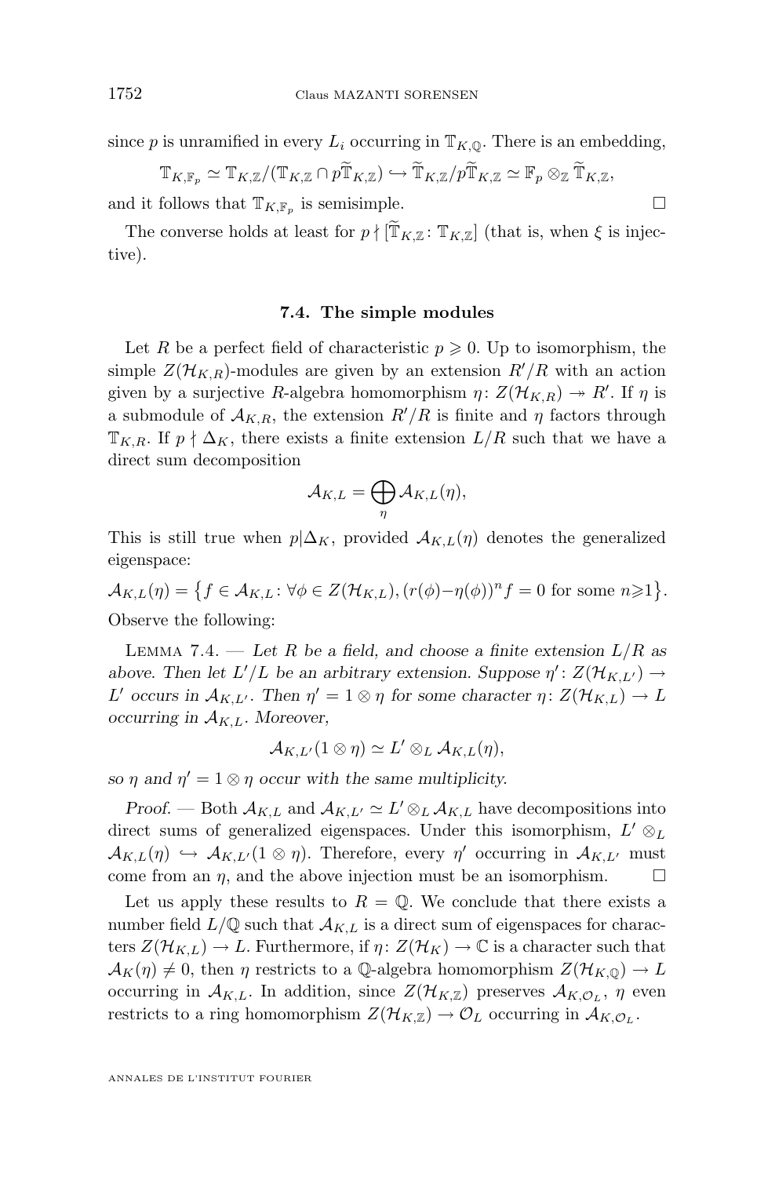since $p$ is unramified in every $L_i$ occurring in $\mathbb{T}_{K,\mathbb{Q}}$. There is an embedding,

$$\mathbb{T}_{K,\mathbb{F}_p} \simeq \mathbb{T}_{K,\mathbb{Z}}/(\mathbb{T}_{K,\mathbb{Z}} \cap p\widetilde{\mathbb{T}}_{K,\mathbb{Z}}) \hookrightarrow \widetilde{\mathbb{T}}_{K,\mathbb{Z}}/p\widetilde{\mathbb{T}}_{K,\mathbb{Z}} \simeq \mathbb{F}_p \otimes_{\mathbb{Z}} \widetilde{\mathbb{T}}_{K,\mathbb{Z}},$$

and it follows that $\mathbb{T}_{K,\mathbb{F}_p}$ is semisimple. □

The converse holds at least for $p \nmid [\widetilde{\mathbb{T}}_{K,\mathbb{Z}} \colon \mathbb{T}_{K,\mathbb{Z}}]$ (that is, when $\xi$ is injective).

### 7.4. The simple modules

Let $R$ be a perfect field of characteristic $p \geqslant 0$. Up to isomorphism, the simple $Z(\mathcal{H}_{K,R})$-modules are given by an extension $R'/R$ with an action given by a surjective $R$-algebra homomorphism $\eta \colon Z(\mathcal{H}_{K,R}) \twoheadrightarrow R'$. If $\eta$ is a submodule of $\mathcal{A}_{K,R}$, the extension $R'/R$ is finite and $\eta$ factors through $\mathbb{T}_{K,R}$. If $p \nmid \Delta_K$, there exists a finite extension $L/R$ such that we have a direct sum decomposition

$$\mathcal{A}_{K,L} = \bigoplus_{\eta} \mathcal{A}_{K,L}(\eta),$$

This is still true when $p | \Delta_K$, provided $\mathcal{A}_{K,L}(\eta)$ denotes the generalized eigenspace:

$$\mathcal{A}_{K,L}(\eta) = \big\{ f \in \mathcal{A}_{K,L} \colon \forall \phi \in Z(\mathcal{H}_{K,L}), (r(\phi)-\eta(\phi))^n f = 0 \text{ for some } n \geqslant 1 \big\}.$$

Observe the following:

Lemma 7.4. — *Let $R$ be a field, and choose a finite extension $L/R$ as above. Then let $L'/L$ be an arbitrary extension. Suppose $\eta' \colon Z(\mathcal{H}_{K,L'}) \to L'$ occurs in $\mathcal{A}_{K,L'}$. Then $\eta' = 1 \otimes \eta$ for some character $\eta \colon Z(\mathcal{H}_{K,L}) \to L$ occurring in $\mathcal{A}_{K,L}$. Moreover,*

$$\mathcal{A}_{K,L'}(1 \otimes \eta) \simeq L' \otimes_L \mathcal{A}_{K,L}(\eta),$$

*so $\eta$ and $\eta' = 1 \otimes \eta$ occur with the same multiplicity.*

*Proof.* — Both $\mathcal{A}_{K,L}$ and $\mathcal{A}_{K,L'} \simeq L' \otimes_L \mathcal{A}_{K,L}$ have decompositions into direct sums of generalized eigenspaces. Under this isomorphism, $L' \otimes_L \mathcal{A}_{K,L}(\eta) \hookrightarrow \mathcal{A}_{K,L'}(1 \otimes \eta)$. Therefore, every $\eta'$ occurring in $\mathcal{A}_{K,L'}$ must come from an $\eta$, and the above injection must be an isomorphism. □

Let us apply these results to $R = \mathbb{Q}$. We conclude that there exists a number field $L/\mathbb{Q}$ such that $\mathcal{A}_{K,L}$ is a direct sum of eigenspaces for characters $Z(\mathcal{H}_{K,L}) \to L$. Furthermore, if $\eta \colon Z(\mathcal{H}_K) \to \mathbb{C}$ is a character such that $\mathcal{A}_K(\eta) \neq 0$, then $\eta$ restricts to a $\mathbb{Q}$-algebra homomorphism $Z(\mathcal{H}_{K,\mathbb{Q}}) \to L$ occurring in $\mathcal{A}_{K,L}$. In addition, since $Z(\mathcal{H}_{K,\mathbb{Z}})$ preserves $\mathcal{A}_{K,\mathcal{O}_L}$, $\eta$ even restricts to a ring homomorphism $Z(\mathcal{H}_{K,\mathbb{Z}}) \to \mathcal{O}_L$ occurring in $\mathcal{A}_{K,\mathcal{O}_L}$.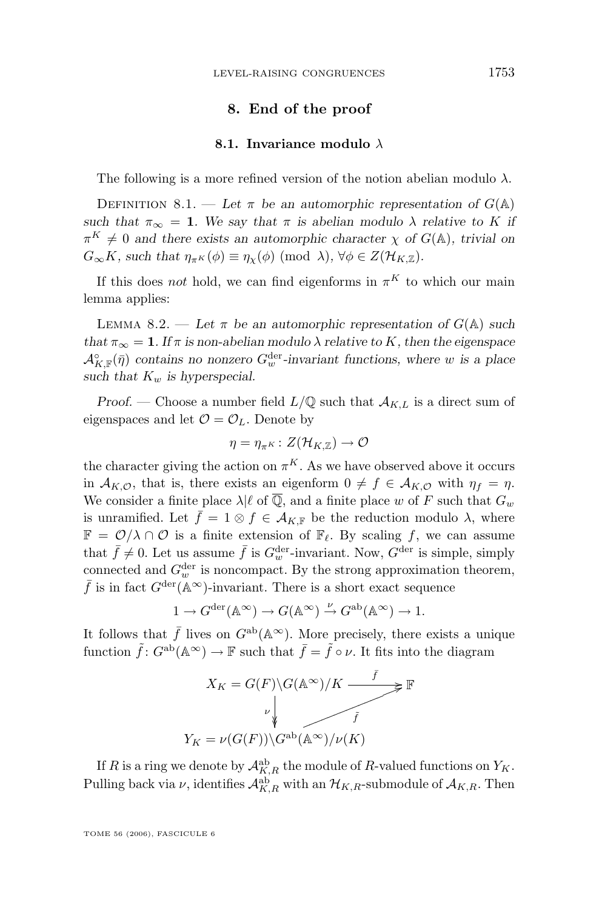## 8. End of the proof

### 8.1. Invariance modulo $\lambda$

The following is a more refined version of the notion abelian modulo $\lambda$.

Definition 8.1. — *Let $\pi$ be an automorphic representation of $G(\mathbb{A})$ such that $\pi_\infty = \mathbf{1}$. We say that $\pi$ is abelian modulo $\lambda$ relative to $K$ if $\pi^K \neq 0$ and there exists an automorphic character $\chi$ of $G(\mathbb{A})$, trivial on $G_\infty K$, such that $\eta_{\pi^K}(\phi) \equiv \eta_\chi(\phi) \pmod{\lambda}$, $\forall \phi \in Z(\mathcal{H}_{K,\mathbb{Z}})$.*

If this does *not* hold, we can find eigenforms in $\pi^K$ to which our main lemma applies:

Lemma 8.2. — *Let $\pi$ be an automorphic representation of $G(\mathbb{A})$ such that $\pi_\infty = \mathbf{1}$. If $\pi$ is non-abelian modulo $\lambda$ relative to $K$, then the eigenspace $\mathcal{A}^\circ_{K,\mathbb{F}}(\bar{\eta})$ contains no nonzero $G^{\mathrm{der}}_w$-invariant functions, where $w$ is a place such that $K_w$ is hyperspecial.*

*Proof.* — Choose a number field $L/\mathbb{Q}$ such that $\mathcal{A}_{K,L}$ is a direct sum of eigenspaces and let $\mathcal{O} = \mathcal{O}_L$. Denote by

$$\eta = \eta_{\pi^K} : Z(\mathcal{H}_{K,\mathbb{Z}}) \to \mathcal{O}$$

the character giving the action on $\pi^K$. As we have observed above it occurs in $\mathcal{A}_{K,\mathcal{O}}$, that is, there exists an eigenform $0 \neq f \in \mathcal{A}_{K,\mathcal{O}}$ with $\eta_f = \eta$. We consider a finite place $\lambda | \ell$ of $\overline{\mathbb{Q}}$, and a finite place $w$ of $F$ such that $G_w$ is unramified. Let $\bar{f} = 1 \otimes f \in \mathcal{A}_{K,\mathbb{F}}$ be the reduction modulo $\lambda$, where $\mathbb{F} = \mathcal{O}/\lambda \cap \mathcal{O}$ is a finite extension of $\mathbb{F}_\ell$. By scaling $f$, we can assume that $\bar{f} \neq 0$. Let us assume $\bar{f}$ is $G^{\mathrm{der}}_w$-invariant. Now, $G^{\mathrm{der}}$ is simple, simply connected and $G^{\mathrm{der}}_w$ is noncompact. By the strong approximation theorem, $\bar{f}$ is in fact $G^{\mathrm{der}}(\mathbb{A}^\infty)$-invariant. There is a short exact sequence

$$1 \to G^{\mathrm{der}}(\mathbb{A}^\infty) \to G(\mathbb{A}^\infty) \xrightarrow{\nu} G^{\mathrm{ab}}(\mathbb{A}^\infty) \to 1.$$

It follows that $\bar{f}$ lives on $G^{\mathrm{ab}}(\mathbb{A}^\infty)$. More precisely, there exists a unique function $\tilde{f} : G^{\mathrm{ab}}(\mathbb{A}^\infty) \to \mathbb{F}$ such that $\bar{f} = \tilde{f} \circ \nu$. It fits into the diagram

$$\begin{array}{ccc} X_K = G(F)\backslash G(\mathbb{A}^\infty)/K & \xrightarrow{\bar{f}} & \mathbb{F} \\ \downarrow \nu & \nearrow \tilde{f} & \\ Y_K = \nu(G(F))\backslash G^{\mathrm{ab}}(\mathbb{A}^\infty)/\nu(K) & & \end{array}$$

If $R$ is a ring we denote by $\mathcal{A}^{\mathrm{ab}}_{K,R}$ the module of $R$-valued functions on $Y_K$. Pulling back via $\nu$, identifies $\mathcal{A}^{\mathrm{ab}}_{K,R}$ with an $\mathcal{H}_{K,R}$-submodule of $\mathcal{A}_{K,R}$. Then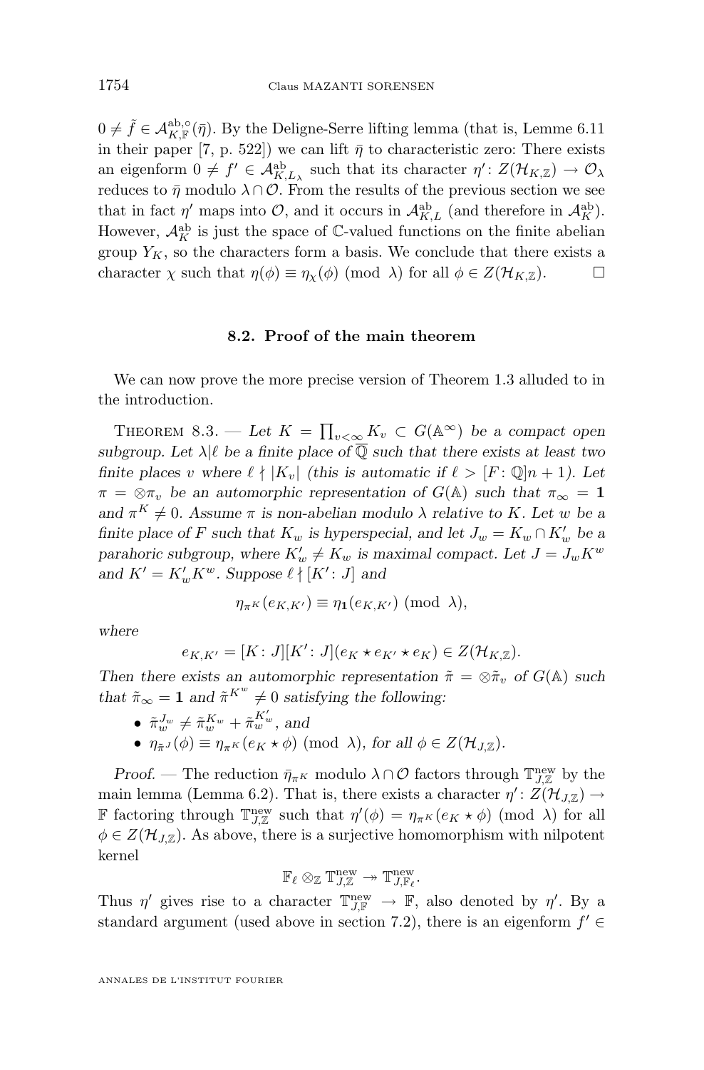$0 \neq \tilde{f} \in \mathcal{A}^{\mathrm{ab},\circ}_{K,\mathbb{F}}(\bar{\eta})$. By the Deligne-Serre lifting lemma (that is, Lemme 6.11 in their paper [7, p. 522]) we can lift $\bar{\eta}$ to characteristic zero: There exists an eigenform $0 \neq f' \in \mathcal{A}^{\mathrm{ab}}_{K,L_\lambda}$ such that its character $\eta' \colon Z(\mathcal{H}_{K,\mathbb{Z}}) \to \mathcal{O}_\lambda$ reduces to $\bar{\eta}$ modulo $\lambda \cap \mathcal{O}$. From the results of the previous section we see that in fact $\eta'$ maps into $\mathcal{O}$, and it occurs in $\mathcal{A}^{\mathrm{ab}}_{K,L}$ (and therefore in $\mathcal{A}^{\mathrm{ab}}_{K}$). However, $\mathcal{A}^{\mathrm{ab}}_{K}$ is just the space of $\mathbb{C}$-valued functions on the finite abelian group $Y_K$, so the characters form a basis. We conclude that there exists a character $\chi$ such that $\eta(\phi) \equiv \eta_\chi(\phi) \pmod{\lambda}$ for all $\phi \in Z(\mathcal{H}_{K,\mathbb{Z}})$. □

### 8.2. Proof of the main theorem

We can now prove the more precise version of Theorem 1.3 alluded to in the introduction.

Theorem 8.3. — *Let $K = \prod_{v<\infty} K_v \subset G(\mathbb{A}^\infty)$ be a compact open subgroup. Let $\lambda | \ell$ be a finite place of $\overline{\mathbb{Q}}$ such that there exists at least two finite places $v$ where $\ell \nmid |K_v|$ (this is automatic if $\ell > [F\colon \mathbb{Q}]n+1$). Let $\pi = \otimes \pi_v$ be an automorphic representation of $G(\mathbb{A})$ such that $\pi_\infty = \mathbf{1}$ and $\pi^K \neq 0$. Assume $\pi$ is non-abelian modulo $\lambda$ relative to $K$. Let $w$ be a finite place of $F$ such that $K_w$ is hyperspecial, and let $J_w = K_w \cap K'_w$ be a parahoric subgroup, where $K'_w \neq K_w$ is maximal compact. Let $J = J_w K^w$ and $K' = K'_w K^w$. Suppose $\ell \nmid [K' \colon J]$ and*

$$\eta_{\pi^K}(e_{K,K'}) \equiv \eta_{\mathbf{1}}(e_{K,K'}) \pmod{\lambda},$$

*where*

$$e_{K,K'} = [K\colon J][K'\colon J](e_K \star e_{K'} \star e_K) \in Z(\mathcal{H}_{K,\mathbb{Z}}).$$

*Then there exists an automorphic representation $\tilde{\pi} = \otimes \tilde{\pi}_v$ of $G(\mathbb{A})$ such that $\tilde{\pi}_\infty = \mathbf{1}$ and $\tilde{\pi}^{K^w} \neq 0$ satisfying the following:*

- *$\tilde{\pi}_w^{J_w} \neq \tilde{\pi}_w^{K_w} + \tilde{\pi}_w^{K'_w}$, and*
- *$\eta_{\tilde{\pi}^J}(\phi) \equiv \eta_{\pi^K}(e_K \star \phi) \pmod{\lambda}$, for all $\phi \in Z(\mathcal{H}_{J,\mathbb{Z}})$.*

*Proof.* — The reduction $\bar{\eta}_{\pi^K}$ modulo $\lambda \cap \mathcal{O}$ factors through $\mathbb{T}^{\mathrm{new}}_{J,\mathbb{Z}}$ by the main lemma (Lemma 6.2). That is, there exists a character $\eta' \colon Z(\mathcal{H}_{J,\mathbb{Z}}) \to \mathbb{F}$ factoring through $\mathbb{T}^{\mathrm{new}}_{J,\mathbb{Z}}$ such that $\eta'(\phi) = \eta_{\pi^K}(e_K \star \phi) \pmod{\lambda}$ for all $\phi \in Z(\mathcal{H}_{J,\mathbb{Z}})$. As above, there is a surjective homomorphism with nilpotent kernel

$$\mathbb{F}_\ell \otimes_{\mathbb{Z}} \mathbb{T}^{\mathrm{new}}_{J,\mathbb{Z}} \twoheadrightarrow \mathbb{T}^{\mathrm{new}}_{J,\mathbb{F}_\ell}.$$

Thus $\eta'$ gives rise to a character $\mathbb{T}^{\mathrm{new}}_{J,\mathbb{F}} \to \mathbb{F}$, also denoted by $\eta'$. By a standard argument (used above in section 7.2), there is an eigenform $f' \in$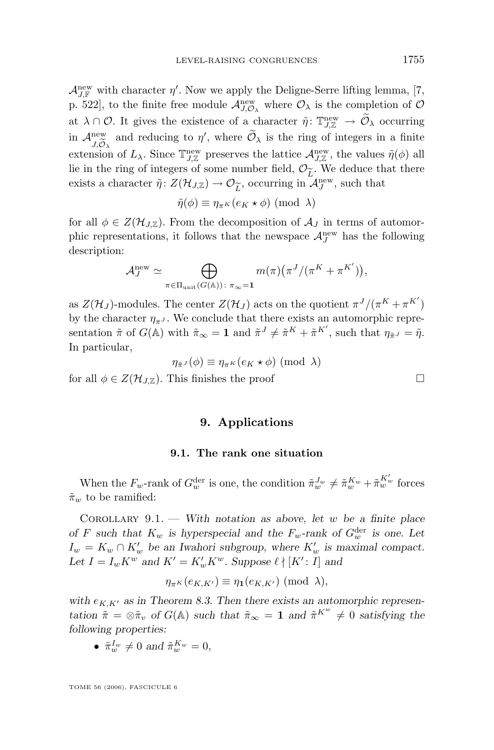$\mathcal{A}_{J,\mathbb{F}}^{\text{new}}$ with character $\eta'$. Now we apply the Deligne-Serre lifting lemma, [7, p. 522], to the finite free module $\mathcal{A}_{J,\mathcal{O}_\lambda}^{\text{new}}$ where $\mathcal{O}_\lambda$ is the completion of $\mathcal{O}$ at $\lambda \cap \mathcal{O}$. It gives the existence of a character $\tilde{\eta}\colon \mathbb{T}_{J,\mathbb{Z}}^{\text{new}} \to \widetilde{\mathcal{O}}_\lambda$ occurring in $\mathcal{A}_{J,\widetilde{\mathcal{O}}_\lambda}^{\text{new}}$ and reducing to $\eta'$, where $\widetilde{\mathcal{O}}_\lambda$ is the ring of integers in a finite extension of $L_\lambda$. Since $\mathbb{T}_{J,\mathbb{Z}}^{\text{new}}$ preserves the lattice $\mathcal{A}_{J,\mathbb{Z}}^{\text{new}}$, the values $\tilde{\eta}(\phi)$ all lie in the ring of integers of some number field, $\mathcal{O}_{\widetilde{L}}$. We deduce that there exists a character $\tilde{\eta}\colon Z(\mathcal{H}_{J,\mathbb{Z}}) \to \mathcal{O}_{\widetilde{L}}$, occurring in $\mathcal{A}_J^{\text{new}}$, such that

$$\tilde{\eta}(\phi) \equiv \eta_{\pi^K}(e_K \star \phi) \pmod{\lambda}$$

for all $\phi \in Z(\mathcal{H}_{J,\mathbb{Z}})$. From the decomposition of $\mathcal{A}_J$ in terms of automorphic representations, it follows that the newspace $\mathcal{A}_J^{\text{new}}$ has the following description:

$$\mathcal{A}_J^{\text{new}} \simeq \bigoplus_{\pi \in \Pi_{\text{unit}}(G(\mathbb{A}))\colon\, \pi_\infty = \mathbf{1}} m(\pi)\big(\pi^J/(\pi^K + \pi^{K'})\big),$$

as $Z(\mathcal{H}_J)$-modules. The center $Z(\mathcal{H}_J)$ acts on the quotient $\pi^J/(\pi^K + \pi^{K'})$ by the character $\eta_{\pi^J}$. We conclude that there exists an automorphic representation $\tilde{\pi}$ of $G(\mathbb{A})$ with $\tilde{\pi}_\infty = \mathbf{1}$ and $\tilde{\pi}^J \neq \tilde{\pi}^K + \tilde{\pi}^{K'}$, such that $\eta_{\tilde{\pi}^J} = \tilde{\eta}$. In particular,

$$\eta_{\tilde{\pi}^J}(\phi) \equiv \eta_{\pi^K}(e_K \star \phi) \pmod{\lambda}$$

for all $\phi \in Z(\mathcal{H}_{J,\mathbb{Z}})$. This finishes the proof $\square$

## 9. Applications

### 9.1. The rank one situation

When the $F_w$-rank of $G_w^{\text{der}}$ is one, the condition $\tilde{\pi}_w^{J_w} \neq \tilde{\pi}_w^{K_w} + \tilde{\pi}_w^{K'_w}$ forces $\tilde{\pi}_w$ to be ramified:

Corollary 9.1. — *With notation as above, let $w$ be a finite place of $F$ such that $K_w$ is hyperspecial and the $F_w$-rank of $G_w^{\text{der}}$ is one. Let $I_w = K_w \cap K'_w$ be an Iwahori subgroup, where $K'_w$ is maximal compact. Let $I = I_w K^w$ and $K' = K'_w K^w$. Suppose $\ell \nmid [K' \colon I]$ and*

$$\eta_{\pi^K}(e_{K,K'}) \equiv \eta_{\mathbf{1}}(e_{K,K'}) \pmod{\lambda},$$

*with $e_{K,K'}$ as in Theorem 8.3. Then there exists an automorphic representation $\tilde{\pi} = \otimes \tilde{\pi}_v$ of $G(\mathbb{A})$ such that $\tilde{\pi}_\infty = \mathbf{1}$ and $\tilde{\pi}^{K^w} \neq 0$ satisfying the following properties:*

- $\tilde{\pi}_w^{I_w} \neq 0$ *and* $\tilde{\pi}_w^{K_w} = 0$,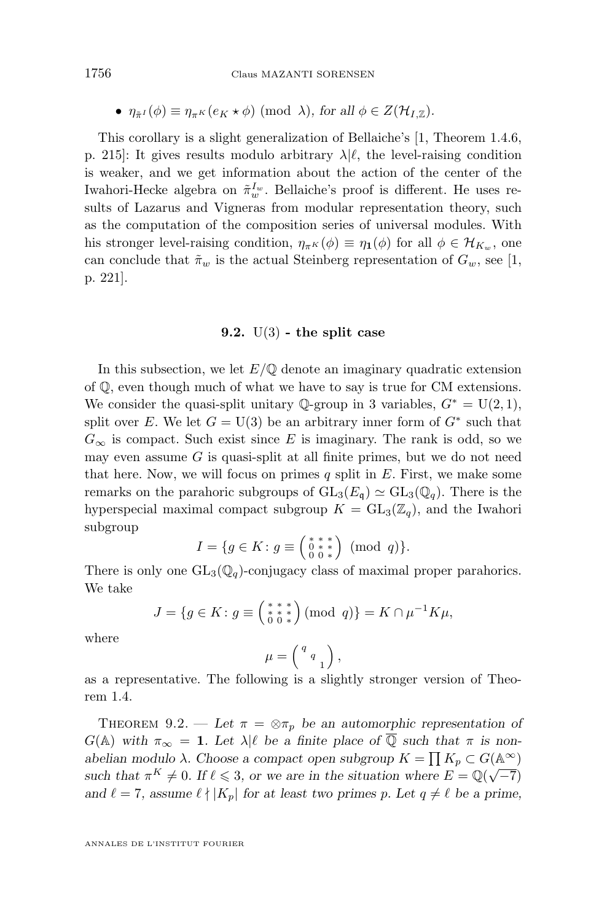- $\eta_{\tilde{\pi}^I}(\phi) \equiv \eta_{\pi^K}(e_K \star \phi) \pmod{\lambda}$, *for all* $\phi \in Z(\mathcal{H}_{I,\mathbb{Z}})$.

This corollary is a slight generalization of Bellaiche's [1, Theorem 1.4.6, p. 215]: It gives results modulo arbitrary $\lambda|\ell$, the level-raising condition is weaker, and we get information about the action of the center of the Iwahori-Hecke algebra on $\tilde{\pi}_w^{I_w}$. Bellaiche's proof is different. He uses results of Lazarus and Vigneras from modular representation theory, such as the computation of the composition series of universal modules. With his stronger level-raising condition, $\eta_{\pi^K}(\phi) \equiv \eta_{\mathbf{1}}(\phi)$ for all $\phi \in \mathcal{H}_{K_w}$, one can conclude that $\tilde{\pi}_w$ is the actual Steinberg representation of $G_w$, see [1, p. 221].

### 9.2. U(3) - the split case

In this subsection, we let $E/\mathbb{Q}$ denote an imaginary quadratic extension of $\mathbb{Q}$, even though much of what we have to say is true for CM extensions. We consider the quasi-split unitary $\mathbb{Q}$-group in 3 variables, $G^* = \mathrm{U}(2,1)$, split over $E$. We let $G = \mathrm{U}(3)$ be an arbitrary inner form of $G^*$ such that $G_\infty$ is compact. Such exist since $E$ is imaginary. The rank is odd, so we may even assume $G$ is quasi-split at all finite primes, but we do not need that here. Now, we will focus on primes $q$ split in $E$. First, we make some remarks on the parahoric subgroups of $\mathrm{GL}_3(E_{\mathfrak{q}}) \simeq \mathrm{GL}_3(\mathbb{Q}_q)$. There is the hyperspecial maximal compact subgroup $K = \mathrm{GL}_3(\mathbb{Z}_q)$, and the Iwahori subgroup

$$I = \{g \in K : g \equiv \left(\begin{smallmatrix} * & * & * \\ 0 & * & * \\ 0 & 0 & * \end{smallmatrix}\right) \pmod{q}\}.$$

There is only one $\mathrm{GL}_3(\mathbb{Q}_q)$-conjugacy class of maximal proper parahorics. We take

$$J = \{g \in K : g \equiv \left(\begin{smallmatrix} * & * & * \\ * & * & * \\ 0 & 0 & * \end{smallmatrix}\right) \pmod{q}\} = K \cap \mu^{-1} K \mu,$$

where

$$\mu = \left(\begin{smallmatrix} q & & \\ & q & \\ & & 1 \end{smallmatrix}\right),$$

as a representative. The following is a slightly stronger version of Theorem 1.4.

Theorem 9.2. — *Let $\pi = \otimes \pi_p$ be an automorphic representation of $G(\mathbb{A})$ with $\pi_\infty = \mathbf{1}$. Let $\lambda|\ell$ be a finite place of $\overline{\mathbb{Q}}$ such that $\pi$ is non-abelian modulo $\lambda$. Choose a compact open subgroup $K = \prod K_p \subset G(\mathbb{A}^\infty)$ such that $\pi^K \neq 0$. If $\ell \leqslant 3$, or we are in the situation where $E = \mathbb{Q}(\sqrt{-7})$ and $\ell = 7$, assume $\ell \nmid |K_p|$ for at least two primes $p$. Let $q \neq \ell$ be a prime,*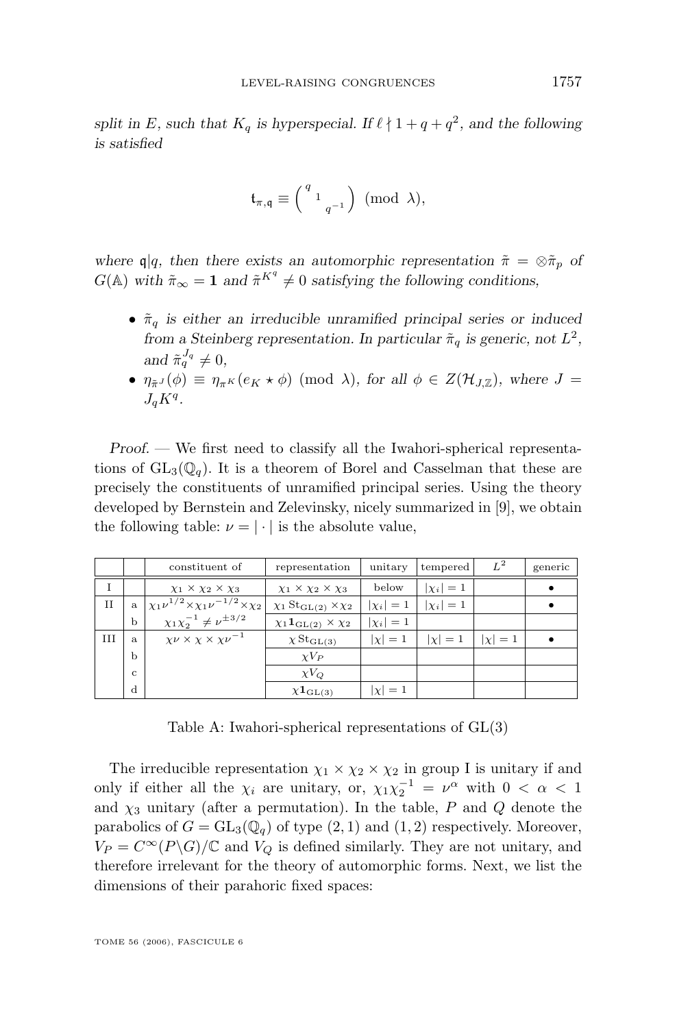*split in $E$, such that $K_q$ is hyperspecial. If $\ell \nmid 1+q+q^2$, and the following is satisfied*

$$\mathfrak{t}_{\pi,\mathfrak{q}} \equiv \begin{pmatrix} q & & \\ & 1 & \\ & & q^{-1} \end{pmatrix} \pmod{\lambda},$$

*where $\mathfrak{q}|q$, then there exists an automorphic representation $\tilde{\pi} = \otimes \tilde{\pi}_p$ of $G(\mathbb{A})$ with $\tilde{\pi}_\infty = \mathbf{1}$ and $\tilde{\pi}^{K^q} \neq 0$ satisfying the following conditions,*

- *$\tilde{\pi}_q$ is either an irreducible unramified principal series or induced from a Steinberg representation. In particular $\tilde{\pi}_q$ is generic, not $L^2$, and $\tilde{\pi}_q^{J_q} \neq 0$,*
- *$\eta_{\tilde{\pi}^J}(\phi) \equiv \eta_{\pi^K}(e_K \star \phi) \pmod{\lambda}$, for all $\phi \in Z(\mathcal{H}_{J,\mathbb{Z}})$, where $J = J_q K^q$.*

*Proof.* — We first need to classify all the Iwahori-spherical representations of $\mathrm{GL}_3(\mathbb{Q}_q)$. It is a theorem of Borel and Casselman that these are precisely the constituents of unramified principal series. Using the theory developed by Bernstein and Zelevinsky, nicely summarized in [9], we obtain the following table: $\nu = |\cdot|$ is the absolute value,

| | | constituent of | representation | unitary | tempered | $L^2$ | generic |
|---|---|---|---|---|---|---|---|
| I | | $\chi_1 \times \chi_2 \times \chi_3$ | $\chi_1 \times \chi_2 \times \chi_3$ | below | $\lvert\chi_i\rvert = 1$ | | $\bullet$ |
| II | a | $\chi_1\nu^{1/2} \times \chi_1\nu^{-1/2} \times \chi_2$ | $\chi_1 \mathrm{St}_{\mathrm{GL}(2)} \times \chi_2$ | $\lvert\chi_i\rvert = 1$ | $\lvert\chi_i\rvert = 1$ | | $\bullet$ |
| | b | $\chi_1\chi_2^{-1} \neq \nu^{\pm 3/2}$ | $\chi_1 \mathbf{1}_{\mathrm{GL}(2)} \times \chi_2$ | $\lvert\chi_i\rvert = 1$ | | | |
| III | a | $\chi\nu \times \chi \times \chi\nu^{-1}$ | $\chi \mathrm{St}_{\mathrm{GL}(3)}$ | $\lvert\chi\rvert = 1$ | $\lvert\chi\rvert = 1$ | $\lvert\chi\rvert = 1$ | $\bullet$ |
| | b | | $\chi V_P$ | | | | |
| | c | | $\chi V_Q$ | | | | |
| | d | | $\chi \mathbf{1}_{\mathrm{GL}(3)}$ | $\lvert\chi\rvert = 1$ | | | |

Table A: Iwahori-spherical representations of GL(3)

The irreducible representation $\chi_1 \times \chi_2 \times \chi_2$ in group I is unitary if and only if either all the $\chi_i$ are unitary, or, $\chi_1\chi_2^{-1} = \nu^\alpha$ with $0 < \alpha < 1$ and $\chi_3$ unitary (after a permutation). In the table, $P$ and $Q$ denote the parabolics of $G = \mathrm{GL}_3(\mathbb{Q}_q)$ of type $(2,1)$ and $(1,2)$ respectively. Moreover, $V_P = C^\infty(P\backslash G)/\mathbb{C}$ and $V_Q$ is defined similarly. They are not unitary, and therefore irrelevant for the theory of automorphic forms. Next, we list the dimensions of their parahoric fixed spaces: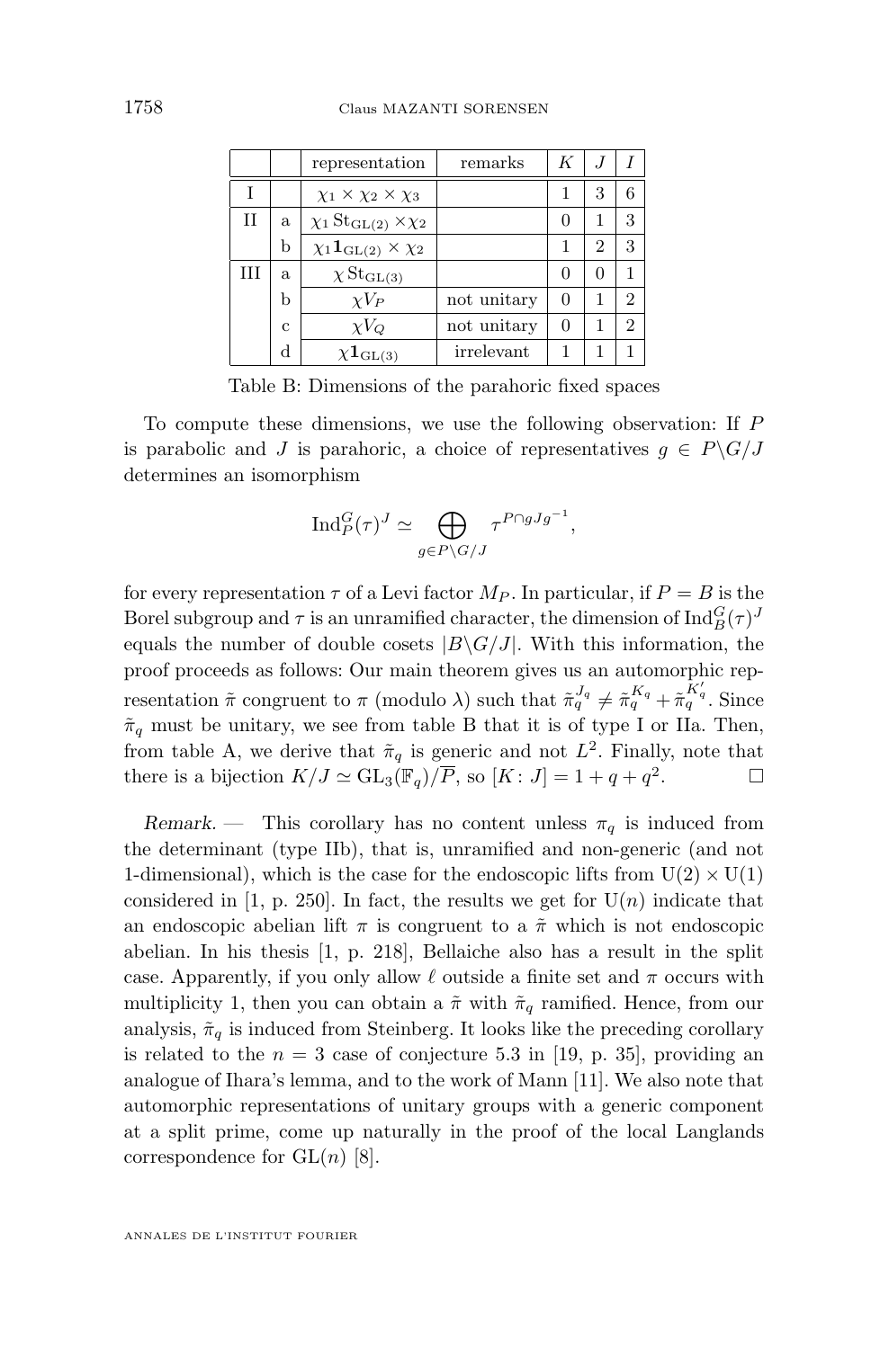|  |  | representation | remarks | $K$ | $J$ | $I$ |
|---|---|---|---|---|---|---|
| I |  | $\chi_1 \times \chi_2 \times \chi_3$ |  | 1 | 3 | 6 |
| II | a | $\chi_1 \operatorname{St}_{\mathrm{GL}(2)} \times \chi_2$ |  | 0 | 1 | 3 |
|  | b | $\chi_1 \mathbf{1}_{\mathrm{GL}(2)} \times \chi_2$ |  | 1 | 2 | 3 |
| III | a | $\chi \operatorname{St}_{\mathrm{GL}(3)}$ |  | 0 | 0 | 1 |
|  | b | $\chi V_P$ | not unitary | 0 | 1 | 2 |
|  | c | $\chi V_Q$ | not unitary | 0 | 1 | 2 |
|  | d | $\chi \mathbf{1}_{\mathrm{GL}(3)}$ | irrelevant | 1 | 1 | 1 |

Table B: Dimensions of the parahoric fixed spaces

To compute these dimensions, we use the following observation: If $P$ is parabolic and $J$ is parahoric, a choice of representatives $g \in P \backslash G / J$ determines an isomorphism

$$\operatorname{Ind}_P^G(\tau)^J \simeq \bigoplus_{g \in P \backslash G / J} \tau^{P \cap gJg^{-1}},$$

for every representation $\tau$ of a Levi factor $M_P$. In particular, if $P = B$ is the Borel subgroup and $\tau$ is an unramified character, the dimension of $\operatorname{Ind}_B^G(\tau)^J$ equals the number of double cosets $|B \backslash G / J|$. With this information, the proof proceeds as follows: Our main theorem gives us an automorphic representation $\tilde{\pi}$ congruent to $\pi$ (modulo $\lambda$) such that $\tilde{\pi}_q^{J_q} \neq \tilde{\pi}_q^{K_q} + \tilde{\pi}_q^{K_q'}$. Since $\tilde{\pi}_q$ must be unitary, we see from table B that it is of type I or IIa. Then, from table A, we derive that $\tilde{\pi}_q$ is generic and not $L^2$. Finally, note that there is a bijection $K/J \simeq \mathrm{GL}_3(\mathbb{F}_q)/\overline{P}$, so $[K : J] = 1 + q + q^2$. □

*Remark.* — This corollary has no content unless $\pi_q$ is induced from the determinant (type IIb), that is, unramified and non-generic (and not 1-dimensional), which is the case for the endoscopic lifts from $\mathrm{U}(2) \times \mathrm{U}(1)$ considered in [1, p. 250]. In fact, the results we get for $\mathrm{U}(n)$ indicate that an endoscopic abelian lift $\pi$ is congruent to a $\tilde{\pi}$ which is not endoscopic abelian. In his thesis [1, p. 218], Bellaiche also has a result in the split case. Apparently, if you only allow $\ell$ outside a finite set and $\pi$ occurs with multiplicity 1, then you can obtain a $\tilde{\pi}$ with $\tilde{\pi}_q$ ramified. Hence, from our analysis, $\tilde{\pi}_q$ is induced from Steinberg. It looks like the preceding corollary is related to the $n = 3$ case of conjecture 5.3 in [19, p. 35], providing an analogue of Ihara's lemma, and to the work of Mann [11]. We also note that automorphic representations of unitary groups with a generic component at a split prime, come up naturally in the proof of the local Langlands correspondence for $\mathrm{GL}(n)$ [8].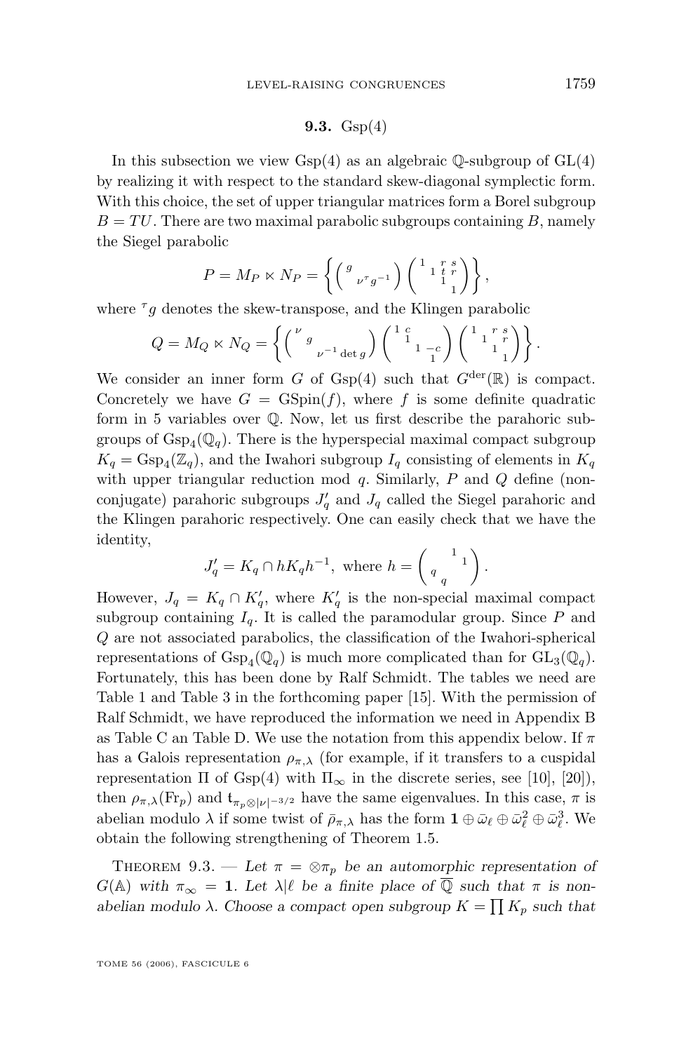### 9.3. Gsp(4)

In this subsection we view Gsp(4) as an algebraic $\mathbb{Q}$-subgroup of GL(4) by realizing it with respect to the standard skew-diagonal symplectic form. With this choice, the set of upper triangular matrices form a Borel subgroup $B = TU$. There are two maximal parabolic subgroups containing $B$, namely the Siegel parabolic

$$P = M_P \ltimes N_P = \left\{ \begin{pmatrix} g & \\ & \nu\,{}^\tau g^{-1} \end{pmatrix} \begin{pmatrix} 1 & & r & s \\ & 1 & t & r \\ & & 1 & \\ & & & 1 \end{pmatrix} \right\},$$

where ${}^\tau g$ denotes the skew-transpose, and the Klingen parabolic

$$Q = M_Q \ltimes N_Q = \left\{ \begin{pmatrix} \nu & & \\ & g & \\ & & \nu^{-1}\det g \end{pmatrix} \begin{pmatrix} 1 & c & & \\ & 1 & & \\ & & 1 & -c \\ & & & 1 \end{pmatrix} \begin{pmatrix} 1 & & r & s \\ & 1 & & r \\ & & 1 & \\ & & & 1 \end{pmatrix} \right\}.$$

We consider an inner form $G$ of Gsp(4) such that $G^{\mathrm{der}}(\mathbb{R})$ is compact. Concretely we have $G = \mathrm{GSpin}(f)$, where $f$ is some definite quadratic form in 5 variables over $\mathbb{Q}$. Now, let us first describe the parahoric subgroups of $\mathrm{Gsp}_4(\mathbb{Q}_q)$. There is the hyperspecial maximal compact subgroup $K_q = \mathrm{Gsp}_4(\mathbb{Z}_q)$, and the Iwahori subgroup $I_q$ consisting of elements in $K_q$ with upper triangular reduction mod $q$. Similarly, $P$ and $Q$ define (non-conjugate) parahoric subgroups $J'_q$ and $J_q$ called the Siegel parahoric and the Klingen parahoric respectively. One can easily check that we have the identity,

$$J'_q = K_q \cap hK_qh^{-1}, \text{ where } h = \begin{pmatrix} & & 1 & \\ & & & 1 \\ q & & & \\ & q & & \end{pmatrix}.$$

However, $J_q = K_q \cap K'_q$, where $K'_q$ is the non-special maximal compact subgroup containing $I_q$. It is called the paramodular group. Since $P$ and $Q$ are not associated parabolics, the classification of the Iwahori-spherical representations of $\mathrm{Gsp}_4(\mathbb{Q}_q)$ is much more complicated than for $\mathrm{GL}_3(\mathbb{Q}_q)$. Fortunately, this has been done by Ralf Schmidt. The tables we need are Table 1 and Table 3 in the forthcoming paper [15]. With the permission of Ralf Schmidt, we have reproduced the information we need in Appendix B as Table C an Table D. We use the notation from this appendix below. If $\pi$ has a Galois representation $\rho_{\pi,\lambda}$ (for example, if it transfers to a cuspidal representation $\Pi$ of Gsp(4) with $\Pi_\infty$ in the discrete series, see [10], [20]), then $\rho_{\pi,\lambda}(\mathrm{Fr}_p)$ and $\mathfrak{t}_{\pi_p \otimes |\nu|^{-3/2}}$ have the same eigenvalues. In this case, $\pi$ is abelian modulo $\lambda$ if some twist of $\bar{\rho}_{\pi,\lambda}$ has the form $\mathbf{1} \oplus \bar{\omega}_\ell \oplus \bar{\omega}_\ell^2 \oplus \bar{\omega}_\ell^3$. We obtain the following strengthening of Theorem 1.5.

**Theorem 9.3.** — *Let $\pi = \otimes \pi_p$ be an automorphic representation of $G(\mathbb{A})$ with $\pi_\infty = \mathbf{1}$. Let $\lambda | \ell$ be a finite place of $\overline{\mathbb{Q}}$ such that $\pi$ is non-abelian modulo $\lambda$. Choose a compact open subgroup $K = \prod K_p$ such that*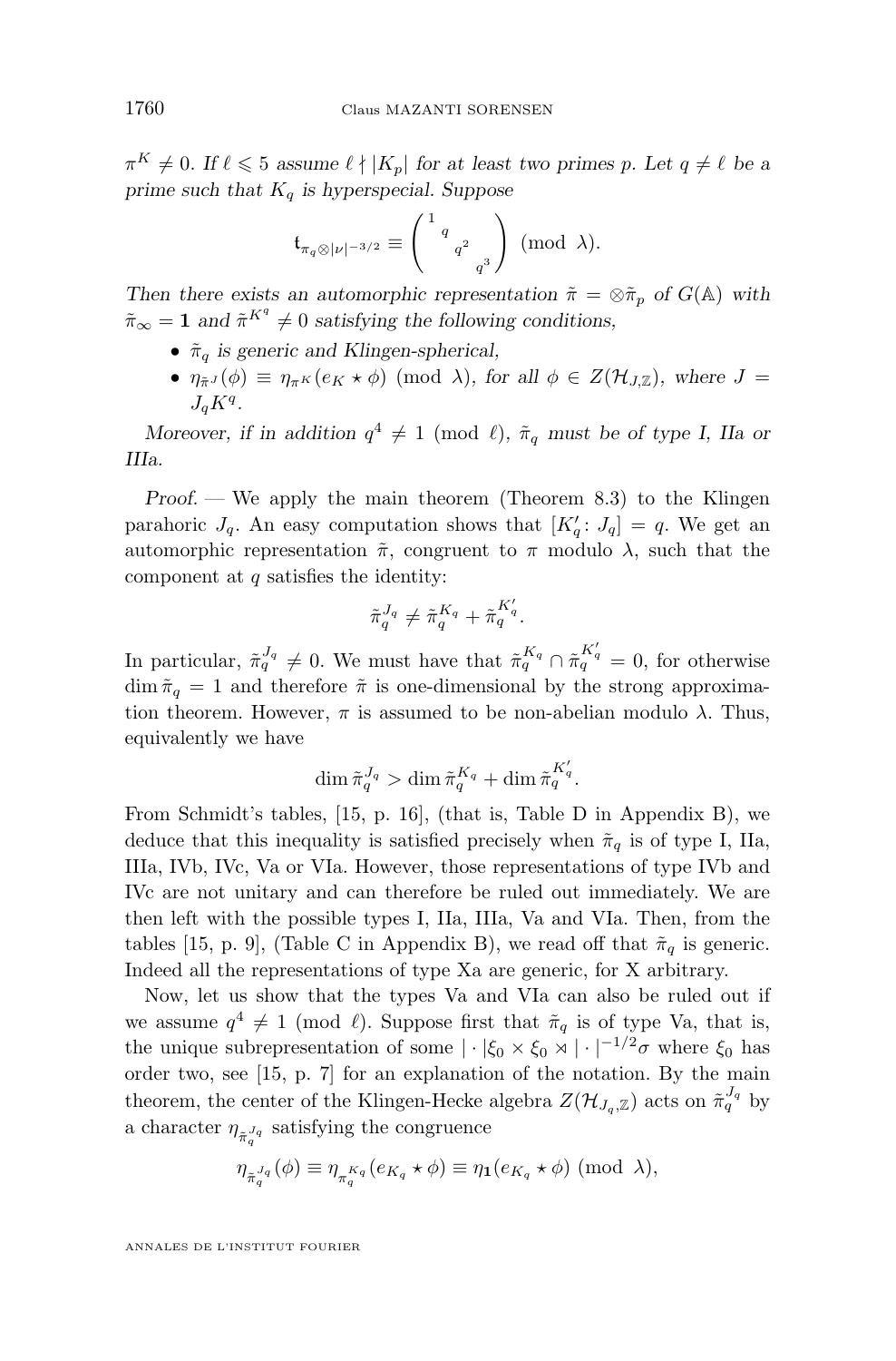$\pi^K \neq 0$. *If $\ell \leqslant 5$ assume $\ell \nmid |K_p|$ for at least two primes $p$. Let $q \neq \ell$ be a prime such that $K_q$ is hyperspecial. Suppose*

$$\mathfrak{t}_{\pi_q \otimes |\nu|^{-3/2}} \equiv \begin{pmatrix} 1 & & & \\ & q & & \\ & & q^2 & \\ & & & q^3 \end{pmatrix} \pmod{\lambda}.$$

*Then there exists an automorphic representation $\tilde{\pi} = \otimes \tilde{\pi}_p$ of $G(\mathbb{A})$ with $\tilde{\pi}_\infty = \mathbf{1}$ and $\tilde{\pi}^{K^q} \neq 0$ satisfying the following conditions,*

- *$\tilde{\pi}_q$ is generic and Klingen-spherical,*
- *$\eta_{\tilde{\pi}^J}(\phi) \equiv \eta_{\pi^K}(e_K \star \phi) \pmod{\lambda}$, for all $\phi \in Z(\mathcal{H}_{J,\mathbb{Z}})$, where $J = J_q K^q$.*

*Moreover, if in addition $q^4 \not\equiv 1 \pmod{\ell}$, $\tilde{\pi}_q$ must be of type I, IIa or IIIa.*

*Proof.* — We apply the main theorem (Theorem 8.3) to the Klingen parahoric $J_q$. An easy computation shows that $[K_q' \colon J_q] = q$. We get an automorphic representation $\tilde{\pi}$, congruent to $\pi$ modulo $\lambda$, such that the component at $q$ satisfies the identity:

$$\tilde{\pi}_q^{J_q} \neq \tilde{\pi}_q^{K_q} + \tilde{\pi}_q^{K_q'}.$$

In particular, $\tilde{\pi}_q^{J_q} \neq 0$. We must have that $\tilde{\pi}_q^{K_q} \cap \tilde{\pi}_q^{K_q'} = 0$, for otherwise $\dim \tilde{\pi}_q = 1$ and therefore $\tilde{\pi}$ is one-dimensional by the strong approximation theorem. However, $\pi$ is assumed to be non-abelian modulo $\lambda$. Thus, equivalently we have

$$\dim \tilde{\pi}_q^{J_q} > \dim \tilde{\pi}_q^{K_q} + \dim \tilde{\pi}_q^{K_q'}.$$

From Schmidt's tables, [15, p. 16], (that is, Table D in Appendix B), we deduce that this inequality is satisfied precisely when $\tilde{\pi}_q$ is of type I, IIa, IIIa, IVb, IVc, Va or VIa. However, those representations of type IVb and IVc are not unitary and can therefore be ruled out immediately. We are then left with the possible types I, IIa, IIIa, Va and VIa. Then, from the tables [15, p. 9], (Table C in Appendix B), we read off that $\tilde{\pi}_q$ is generic. Indeed all the representations of type Xa are generic, for X arbitrary.

Now, let us show that the types Va and VIa can also be ruled out if we assume $q^4 \not\equiv 1 \pmod{\ell}$. Suppose first that $\tilde{\pi}_q$ is of type Va, that is, the unique subrepresentation of some $|\cdot|\xi_0 \times \xi_0 \rtimes |\cdot|^{-1/2}\sigma$ where $\xi_0$ has order two, see [15, p. 7] for an explanation of the notation. By the main theorem, the center of the Klingen-Hecke algebra $Z(\mathcal{H}_{J_q,\mathbb{Z}})$ acts on $\tilde{\pi}_q^{J_q}$ by a character $\eta_{\tilde{\pi}_q^{J_q}}$ satisfying the congruence

$$\eta_{\tilde{\pi}_q^{J_q}}(\phi) \equiv \eta_{\pi_q^{K_q}}(e_{K_q} \star \phi) \equiv \eta_{\mathbf{1}}(e_{K_q} \star \phi) \pmod{\lambda},$$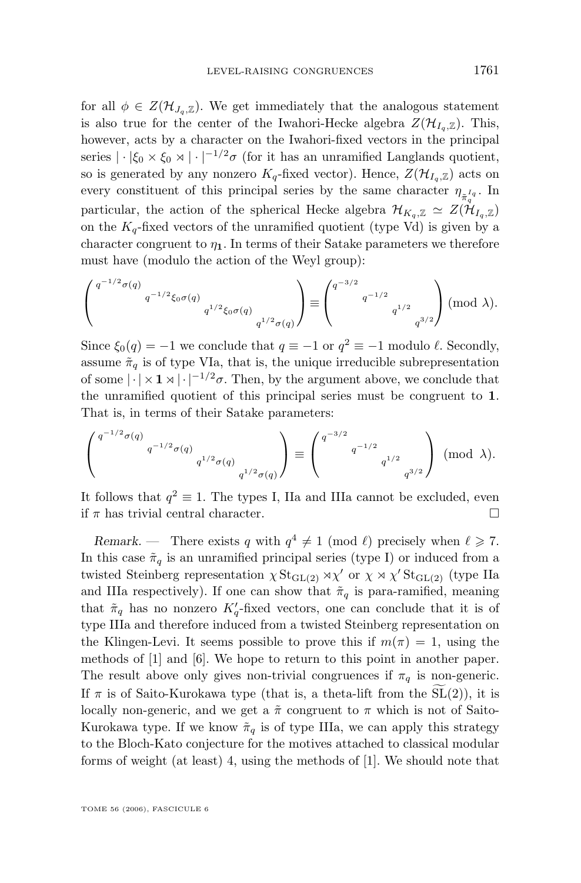for all $\phi \in Z(\mathcal{H}_{J_q,\mathbb{Z}})$. We get immediately that the analogous statement is also true for the center of the Iwahori-Hecke algebra $Z(\mathcal{H}_{I_q,\mathbb{Z}})$. This, however, acts by a character on the Iwahori-fixed vectors in the principal series $|\cdot|\xi_0 \times \xi_0 \rtimes |\cdot|^{-1/2}\sigma$ (for it has an unramified Langlands quotient, so is generated by any nonzero $K_q$-fixed vector). Hence, $Z(\mathcal{H}_{I_q,\mathbb{Z}})$ acts on every constituent of this principal series by the same character $\eta_{\tilde{\pi}_q^{I_q}}$. In particular, the action of the spherical Hecke algebra $\mathcal{H}_{K_q,\mathbb{Z}} \simeq Z(\mathcal{H}_{I_q,\mathbb{Z}})$ on the $K_q$-fixed vectors of the unramified quotient (type Vd) is given by a character congruent to $\eta_{\mathbf{1}}$. In terms of their Satake parameters we therefore must have (modulo the action of the Weyl group):

$$\begin{pmatrix} q^{-1/2}\sigma(q) & & & \\ & q^{-1/2}\xi_0\sigma(q) & & \\ & & q^{1/2}\xi_0\sigma(q) & \\ & & & q^{1/2}\sigma(q) \end{pmatrix} \equiv \begin{pmatrix} q^{-3/2} & & & \\ & q^{-1/2} & & \\ & & q^{1/2} & \\ & & & q^{3/2} \end{pmatrix} \pmod{\lambda}.$$

Since $\xi_0(q) = -1$ we conclude that $q \equiv -1$ or $q^2 \equiv -1$ modulo $\ell$. Secondly, assume $\tilde{\pi}_q$ is of type VIa, that is, the unique irreducible subrepresentation of some $|\cdot| \times \mathbf{1} \rtimes |\cdot|^{-1/2}\sigma$. Then, by the argument above, we conclude that the unramified quotient of this principal series must be congruent to $\mathbf{1}$. That is, in terms of their Satake parameters:

$$\begin{pmatrix} q^{-1/2}\sigma(q) & & & \\ & q^{-1/2}\sigma(q) & & \\ & & q^{1/2}\sigma(q) & \\ & & & q^{1/2}\sigma(q) \end{pmatrix} \equiv \begin{pmatrix} q^{-3/2} & & & \\ & q^{-1/2} & & \\ & & q^{1/2} & \\ & & & q^{3/2} \end{pmatrix} \pmod{\lambda}.$$

It follows that $q^2 \equiv 1$. The types I, IIa and IIIa cannot be excluded, even if $\pi$ has trivial central character. $\square$

*Remark.* — There exists $q$ with $q^4 \not\equiv 1 \pmod{\ell}$ precisely when $\ell \geqslant 7$. In this case $\tilde{\pi}_q$ is an unramified principal series (type I) or induced from a twisted Steinberg representation $\chi \mathrm{St}_{\mathrm{GL}(2)} \rtimes \chi'$ or $\chi \rtimes \chi' \mathrm{St}_{\mathrm{GL}(2)}$ (type IIa and IIIa respectively). If one can show that $\tilde{\pi}_q$ is para-ramified, meaning that $\tilde{\pi}_q$ has no nonzero $K_q'$-fixed vectors, one can conclude that it is of type IIIa and therefore induced from a twisted Steinberg representation on the Klingen-Levi. It seems possible to prove this if $m(\pi) = 1$, using the methods of [1] and [6]. We hope to return to this point in another paper. The result above only gives non-trivial congruences if $\pi_q$ is non-generic. If $\pi$ is of Saito-Kurokawa type (that is, a theta-lift from the $\widetilde{\mathrm{SL}}(2)$), it is locally non-generic, and we get a $\tilde{\pi}$ congruent to $\pi$ which is not of Saito-Kurokawa type. If we know $\tilde{\pi}_q$ is of type IIIa, we can apply this strategy to the Bloch-Kato conjecture for the motives attached to classical modular forms of weight (at least) 4, using the methods of [1]. We should note that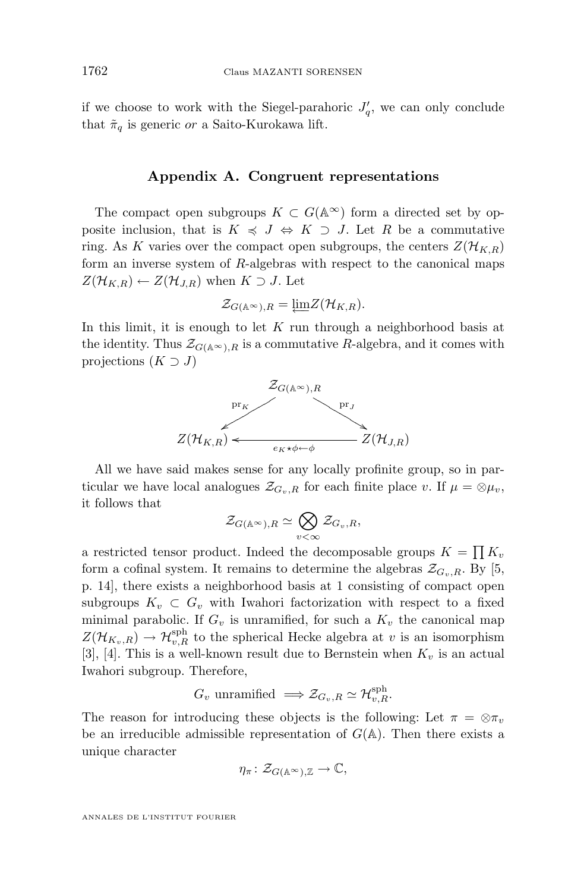if we choose to work with the Siegel-parahoric $J'_q$, we can only conclude that $\tilde{\pi}_q$ is generic *or* a Saito-Kurokawa lift.

## Appendix A. Congruent representations

The compact open subgroups $K \subset G(\mathbb{A}^\infty)$ form a directed set by opposite inclusion, that is $K \preccurlyeq J \Leftrightarrow K \supset J$. Let $R$ be a commutative ring. As $K$ varies over the compact open subgroups, the centers $Z(\mathcal{H}_{K,R})$ form an inverse system of $R$-algebras with respect to the canonical maps $Z(\mathcal{H}_{K,R}) \leftarrow Z(\mathcal{H}_{J,R})$ when $K \supset J$. Let

$$\mathcal{Z}_{G(\mathbb{A}^\infty),R} = \varprojlim Z(\mathcal{H}_{K,R}).$$

In this limit, it is enough to let $K$ run through a neighborhood basis at the identity. Thus $\mathcal{Z}_{G(\mathbb{A}^\infty),R}$ is a commutative $R$-algebra, and it comes with projections ($K \supset J$)

$$\begin{array}{ccc} & \mathcal{Z}_{G(\mathbb{A}^\infty),R} & \\ {}^{\mathrm{pr}_K}\swarrow & & \searrow^{\mathrm{pr}_J} \\ Z(\mathcal{H}_{K,R}) & \xleftarrow[e_K \star \phi \leftarrow \phi]{} & Z(\mathcal{H}_{J,R}) \end{array}$$

All we have said makes sense for any locally profinite group, so in particular we have local analogues $\mathcal{Z}_{G_v,R}$ for each finite place $v$. If $\mu = \otimes \mu_v$, it follows that

$$\mathcal{Z}_{G(\mathbb{A}^\infty),R} \simeq \bigotimes_{v<\infty} \mathcal{Z}_{G_v,R},$$

a restricted tensor product. Indeed the decomposable groups $K = \prod K_v$ form a cofinal system. It remains to determine the algebras $\mathcal{Z}_{G_v,R}$. By [5, p. 14], there exists a neighborhood basis at 1 consisting of compact open subgroups $K_v \subset G_v$ with Iwahori factorization with respect to a fixed minimal parabolic. If $G_v$ is unramified, for such a $K_v$ the canonical map $Z(\mathcal{H}_{K_v,R}) \to \mathcal{H}^{\mathrm{sph}}_{v,R}$ to the spherical Hecke algebra at $v$ is an isomorphism [3], [4]. This is a well-known result due to Bernstein when $K_v$ is an actual Iwahori subgroup. Therefore,

$$G_v \text{ unramified } \Longrightarrow \mathcal{Z}_{G_v,R} \simeq \mathcal{H}^{\mathrm{sph}}_{v,R}.$$

The reason for introducing these objects is the following: Let $\pi = \otimes \pi_v$ be an irreducible admissible representation of $G(\mathbb{A})$. Then there exists a unique character

$$\eta_\pi \colon \mathcal{Z}_{G(\mathbb{A}^\infty),\mathbb{Z}} \to \mathbb{C},$$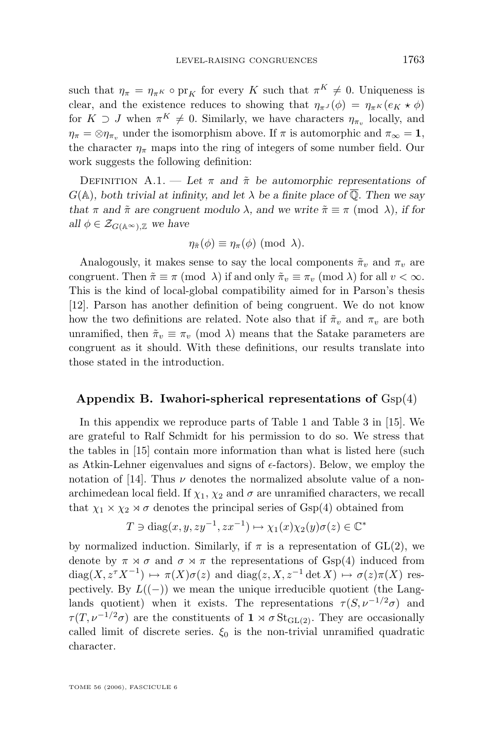such that $\eta_\pi = \eta_{\pi^K} \circ \mathrm{pr}_K$ for every $K$ such that $\pi^K \neq 0$. Uniqueness is clear, and the existence reduces to showing that $\eta_{\pi^J}(\phi) = \eta_{\pi^K}(e_K \star \phi)$ for $K \supset J$ when $\pi^K \neq 0$. Similarly, we have characters $\eta_{\pi_v}$ locally, and $\eta_\pi = \otimes \eta_{\pi_v}$ under the isomorphism above. If $\pi$ is automorphic and $\pi_\infty = \mathbf{1}$, the character $\eta_\pi$ maps into the ring of integers of some number field. Our work suggests the following definition:

Definition A.1. — *Let $\pi$ and $\tilde{\pi}$ be automorphic representations of $G(\mathbb{A})$, both trivial at infinity, and let $\lambda$ be a finite place of $\overline{\mathbb{Q}}$. Then we say that $\pi$ and $\tilde{\pi}$ are congruent modulo $\lambda$, and we write $\tilde{\pi} \equiv \pi \pmod{\lambda}$, if for all $\phi \in \mathcal{Z}_{G(\mathbb{A}^\infty),\mathbb{Z}}$ we have*

$$\eta_{\tilde{\pi}}(\phi) \equiv \eta_\pi(\phi) \pmod{\lambda}.$$

Analogously, it makes sense to say the local components $\tilde{\pi}_v$ and $\pi_v$ are congruent. Then $\tilde{\pi} \equiv \pi \pmod{\lambda}$ if and only $\tilde{\pi}_v \equiv \pi_v \pmod{\lambda}$ for all $v < \infty$. This is the kind of local-global compatibility aimed for in Parson's thesis [12]. Parson has another definition of being congruent. We do not know how the two definitions are related. Note also that if $\tilde{\pi}_v$ and $\pi_v$ are both unramified, then $\tilde{\pi}_v \equiv \pi_v \pmod{\lambda}$ means that the Satake parameters are congruent as it should. With these definitions, our results translate into those stated in the introduction.

## Appendix B. Iwahori-spherical representations of $\mathrm{Gsp}(4)$

In this appendix we reproduce parts of Table 1 and Table 3 in [15]. We are grateful to Ralf Schmidt for his permission to do so. We stress that the tables in [15] contain more information than what is listed here (such as Atkin-Lehner eigenvalues and signs of $\epsilon$-factors). Below, we employ the notation of [14]. Thus $\nu$ denotes the normalized absolute value of a non-archimedean local field. If $\chi_1$, $\chi_2$ and $\sigma$ are unramified characters, we recall that $\chi_1 \times \chi_2 \rtimes \sigma$ denotes the principal series of $\mathrm{Gsp}(4)$ obtained from

$$T \ni \mathrm{diag}(x, y, zy^{-1}, zx^{-1}) \mapsto \chi_1(x)\chi_2(y)\sigma(z) \in \mathbb{C}^*$$

by normalized induction. Similarly, if $\pi$ is a representation of $\mathrm{GL}(2)$, we denote by $\pi \rtimes \sigma$ and $\sigma \rtimes \pi$ the representations of $\mathrm{Gsp}(4)$ induced from $\mathrm{diag}(X, z^\tau X^{-1}) \mapsto \pi(X)\sigma(z)$ and $\mathrm{diag}(z, X, z^{-1}\det X) \mapsto \sigma(z)\pi(X)$ respectively. By $L((-))$ we mean the unique irreducible quotient (the Langlands quotient) when it exists. The representations $\tau(S, \nu^{-1/2}\sigma)$ and $\tau(T, \nu^{-1/2}\sigma)$ are the constituents of $\mathbf{1} \rtimes \sigma\,\mathrm{St}_{\mathrm{GL}(2)}$. They are occasionally called limit of discrete series. $\xi_0$ is the non-trivial unramified quadratic character.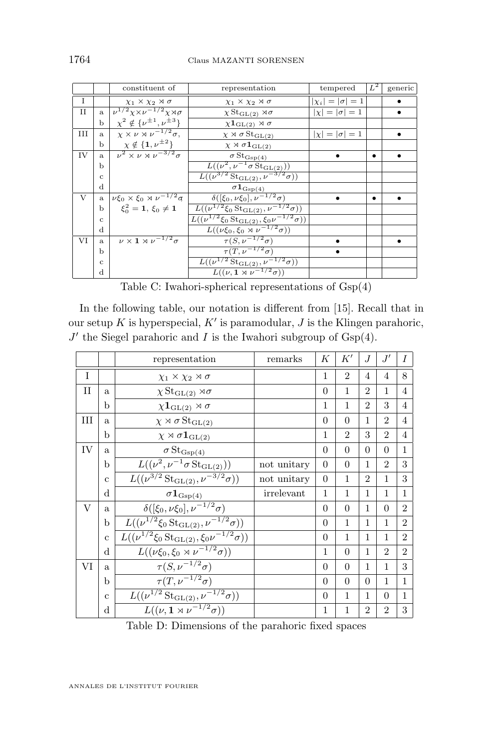|  |  | constituent of | representation | tempered | $L^2$ | generic |
|---|---|---|---|---|---|---|
| I |  | $\chi_1 \times \chi_2 \rtimes \sigma$ | $\chi_1 \times \chi_2 \rtimes \sigma$ | $\lvert\chi_i\rvert = \lvert\sigma\rvert = 1$ |  | • |
| II | a | $\nu^{1/2}\chi\times\nu^{-1/2}\chi\rtimes\sigma$ | $\chi\,\mathrm{St}_{\mathrm{GL}(2)} \rtimes\sigma$ | $\lvert\chi\rvert = \lvert\sigma\rvert = 1$ |  | • |
|  | b | $\chi^2 \notin \{\nu^{\pm 1}, \nu^{\pm 3}\}$ | $\chi \mathbf{1}_{\mathrm{GL}(2)} \rtimes \sigma$ |  |  |  |
| III | a | $\chi \times \nu \rtimes \nu^{-1/2}\sigma$, | $\chi \rtimes \sigma\,\mathrm{St}_{\mathrm{GL}(2)}$ | $\lvert\chi\rvert = \lvert\sigma\rvert = 1$ |  | • |
|  | b | $\chi \notin \{\mathbf{1}, \nu^{\pm 2}\}$ | $\chi \rtimes \sigma \mathbf{1}_{\mathrm{GL}(2)}$ |  |  |  |
| IV | a | $\nu^2 \times \nu \rtimes \nu^{-3/2}\sigma$ | $\sigma\,\mathrm{St}_{\mathrm{Gsp}(4)}$ | • | • | • |
|  | b |  | $L((\nu^2, \nu^{-1}\sigma\,\mathrm{St}_{\mathrm{GL}(2)}))$ |  |  |  |
|  | c |  | $L((\nu^{3/2}\,\mathrm{St}_{\mathrm{GL}(2)}, \nu^{-3/2}\sigma))$ |  |  |  |
|  | d |  | $\sigma \mathbf{1}_{\mathrm{Gsp}(4)}$ |  |  |  |
| V | a | $\nu\xi_0 \times \xi_0 \rtimes \nu^{-1/2}\sigma$ | $\delta([\xi_0, \nu\xi_0], \nu^{-1/2}\sigma)$ | • | • | • |
|  | b | $\xi_0^2 = \mathbf{1}$, $\xi_0 \neq \mathbf{1}$ | $L((\nu^{1/2}\xi_0\,\mathrm{St}_{\mathrm{GL}(2)}, \nu^{-1/2}\sigma))$ |  |  |  |
|  | c |  | $L((\nu^{1/2}\xi_0\,\mathrm{St}_{\mathrm{GL}(2)}, \xi_0\nu^{-1/2}\sigma))$ |  |  |  |
|  | d |  | $L((\nu\xi_0, \xi_0 \rtimes \nu^{-1/2}\sigma))$ |  |  |  |
| VI | a | $\nu \times \mathbf{1} \rtimes \nu^{-1/2}\sigma$ | $\tau(S, \nu^{-1/2}\sigma)$ | • |  | • |
|  | b |  | $\tau(T, \nu^{-1/2}\sigma)$ | • |  |  |
|  | c |  | $L((\nu^{1/2}\,\mathrm{St}_{\mathrm{GL}(2)}, \nu^{-1/2}\sigma))$ |  |  |  |
|  | d |  | $L((\nu, \mathbf{1} \rtimes \nu^{-1/2}\sigma))$ |  |  |  |

Table C: Iwahori-spherical representations of Gsp(4)

In the following table, our notation is different from [15]. Recall that in our setup $K$ is hyperspecial, $K'$ is paramodular, $J$ is the Klingen parahoric, $J'$ the Siegel parahoric and $I$ is the Iwahori subgroup of Gsp(4).

|  |  | representation | remarks | $K$ | $K'$ | $J$ | $J'$ | $I$ |
|---|---|---|---|---|---|---|---|---|
| I |  | $\chi_1 \times \chi_2 \rtimes \sigma$ |  | 1 | 2 | 4 | 4 | 8 |
| II | a | $\chi\,\mathrm{St}_{\mathrm{GL}(2)} \rtimes\sigma$ |  | 0 | 1 | 2 | 1 | 4 |
|  | b | $\chi \mathbf{1}_{\mathrm{GL}(2)} \rtimes \sigma$ |  | 1 | 1 | 2 | 3 | 4 |
| III | a | $\chi \rtimes \sigma\,\mathrm{St}_{\mathrm{GL}(2)}$ |  | 0 | 0 | 1 | 2 | 4 |
|  | b | $\chi \rtimes \sigma \mathbf{1}_{\mathrm{GL}(2)}$ |  | 1 | 2 | 3 | 2 | 4 |
| IV | a | $\sigma\,\mathrm{St}_{\mathrm{Gsp}(4)}$ |  | 0 | 0 | 0 | 0 | 1 |
|  | b | $L((\nu^2, \nu^{-1}\sigma\,\mathrm{St}_{\mathrm{GL}(2)}))$ | not unitary | 0 | 0 | 1 | 2 | 3 |
|  | c | $L((\nu^{3/2}\,\mathrm{St}_{\mathrm{GL}(2)}, \nu^{-3/2}\sigma))$ | not unitary | 0 | 1 | 2 | 1 | 3 |
|  | d | $\sigma \mathbf{1}_{\mathrm{Gsp}(4)}$ | irrelevant | 1 | 1 | 1 | 1 | 1 |
| V | a | $\delta([\xi_0, \nu\xi_0], \nu^{-1/2}\sigma)$ |  | 0 | 0 | 1 | 0 | 2 |
|  | b | $L((\nu^{1/2}\xi_0\,\mathrm{St}_{\mathrm{GL}(2)}, \nu^{-1/2}\sigma))$ |  | 0 | 1 | 1 | 1 | 2 |
|  | c | $L((\nu^{1/2}\xi_0\,\mathrm{St}_{\mathrm{GL}(2)}, \xi_0\nu^{-1/2}\sigma))$ |  | 0 | 1 | 1 | 1 | 2 |
|  | d | $L((\nu\xi_0, \xi_0 \rtimes \nu^{-1/2}\sigma))$ |  | 1 | 0 | 1 | 2 | 2 |
| VI | a | $\tau(S, \nu^{-1/2}\sigma)$ |  | 0 | 0 | 1 | 1 | 3 |
|  | b | $\tau(T, \nu^{-1/2}\sigma)$ |  | 0 | 0 | 0 | 1 | 1 |
|  | c | $L((\nu^{1/2}\,\mathrm{St}_{\mathrm{GL}(2)}, \nu^{-1/2}\sigma))$ |  | 0 | 1 | 1 | 0 | 1 |
|  | d | $L((\nu, \mathbf{1} \rtimes \nu^{-1/2}\sigma))$ |  | 1 | 1 | 2 | 2 | 3 |

Table D: Dimensions of the parahoric fixed spaces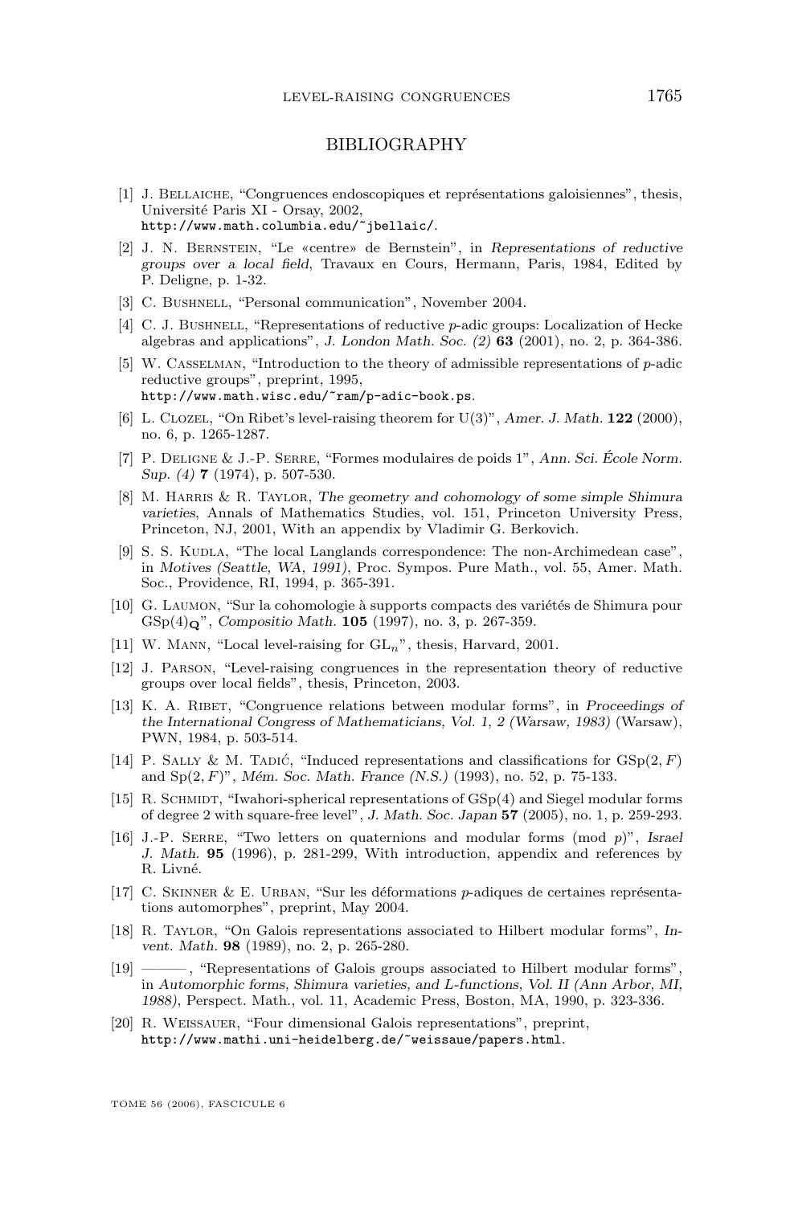## BIBLIOGRAPHY

[1] J. Bellaiche, "Congruences endoscopiques et représentations galoisiennes", thesis, Université Paris XI - Orsay, 2002, http://www.math.columbia.edu/~jbellaic/.

[2] J. N. Bernstein, "Le «centre» de Bernstein", in *Representations of reductive groups over a local field*, Travaux en Cours, Hermann, Paris, 1984, Edited by P. Deligne, p. 1-32.

[3] C. Bushnell, "Personal communication", November 2004.

[4] C. J. Bushnell, "Representations of reductive $p$-adic groups: Localization of Hecke algebras and applications", *J. London Math. Soc. (2)* **63** (2001), no. 2, p. 364-386.

[5] W. Casselman, "Introduction to the theory of admissible representations of $p$-adic reductive groups", preprint, 1995, http://www.math.wisc.edu/~ram/p-adic-book.ps.

[6] L. Clozel, "On Ribet's level-raising theorem for U(3)", *Amer. J. Math.* **122** (2000), no. 6, p. 1265-1287.

[7] P. Deligne & J.-P. Serre, "Formes modulaires de poids 1", *Ann. Sci. École Norm. Sup. (4)* **7** (1974), p. 507-530.

[8] M. Harris & R. Taylor, *The geometry and cohomology of some simple Shimura varieties*, Annals of Mathematics Studies, vol. 151, Princeton University Press, Princeton, NJ, 2001, With an appendix by Vladimir G. Berkovich.

[9] S. S. Kudla, "The local Langlands correspondence: The non-Archimedean case", in *Motives (Seattle, WA, 1991)*, Proc. Sympos. Pure Math., vol. 55, Amer. Math. Soc., Providence, RI, 1994, p. 365-391.

[10] G. Laumon, "Sur la cohomologie à supports compacts des variétés de Shimura pour $\mathrm{GSp}(4)_{\mathbf{Q}}$", *Compositio Math.* **105** (1997), no. 3, p. 267-359.

[11] W. Mann, "Local level-raising for $\mathrm{GL}_n$", thesis, Harvard, 2001.

[12] J. Parson, "Level-raising congruences in the representation theory of reductive groups over local fields", thesis, Princeton, 2003.

[13] K. A. Ribet, "Congruence relations between modular forms", in *Proceedings of the International Congress of Mathematicians, Vol. 1, 2 (Warsaw, 1983)* (Warsaw), PWN, 1984, p. 503-514.

[14] P. Sally & M. Tadić, "Induced representations and classifications for $\mathrm{GSp}(2,F)$ and $\mathrm{Sp}(2,F)$", *Mém. Soc. Math. France (N.S.)* (1993), no. 52, p. 75-133.

[15] R. Schmidt, "Iwahori-spherical representations of GSp(4) and Siegel modular forms of degree 2 with square-free level", *J. Math. Soc. Japan* **57** (2005), no. 1, p. 259-293.

[16] J.-P. Serre, "Two letters on quaternions and modular forms (mod $p$)", *Israel J. Math.* **95** (1996), p. 281-299, With introduction, appendix and references by R. Livné.

[17] C. Skinner & E. Urban, "Sur les déformations $p$-adiques de certaines représentations automorphes", preprint, May 2004.

[18] R. Taylor, "On Galois representations associated to Hilbert modular forms", *Invent. Math.* **98** (1989), no. 2, p. 265-280.

[19] ———, "Representations of Galois groups associated to Hilbert modular forms", in *Automorphic forms, Shimura varieties, and L-functions, Vol. II (Ann Arbor, MI, 1988)*, Perspect. Math., vol. 11, Academic Press, Boston, MA, 1990, p. 323-336.

[20] R. Weissauer, "Four dimensional Galois representations", preprint, http://www.mathi.uni-heidelberg.de/~weissaue/papers.html.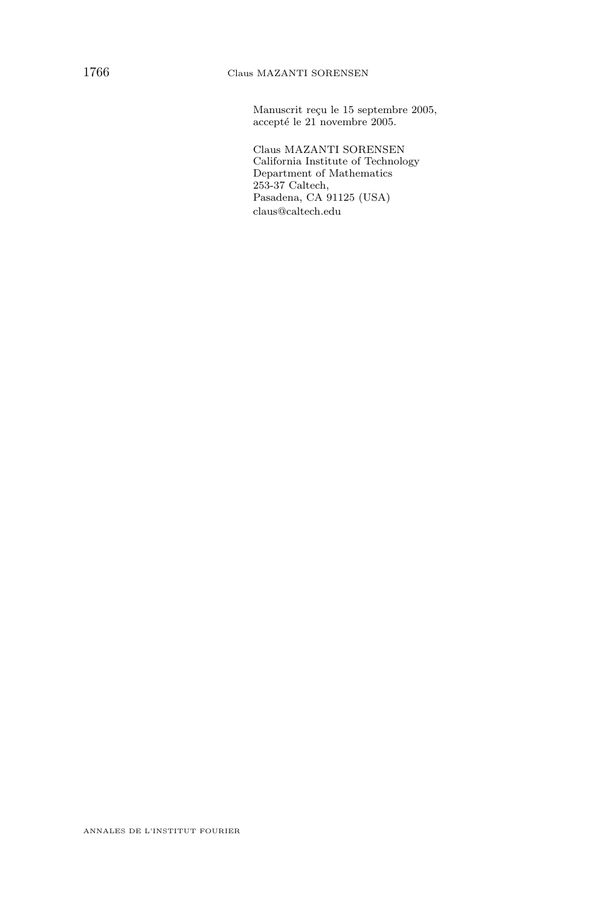Manuscrit reçu le 15 septembre 2005,
accepté le 21 novembre 2005.

Claus MAZANTI SORENSEN
California Institute of Technology
Department of Mathematics
253-37 Caltech,
Pasadena, CA 91125 (USA)
claus@caltech.edu